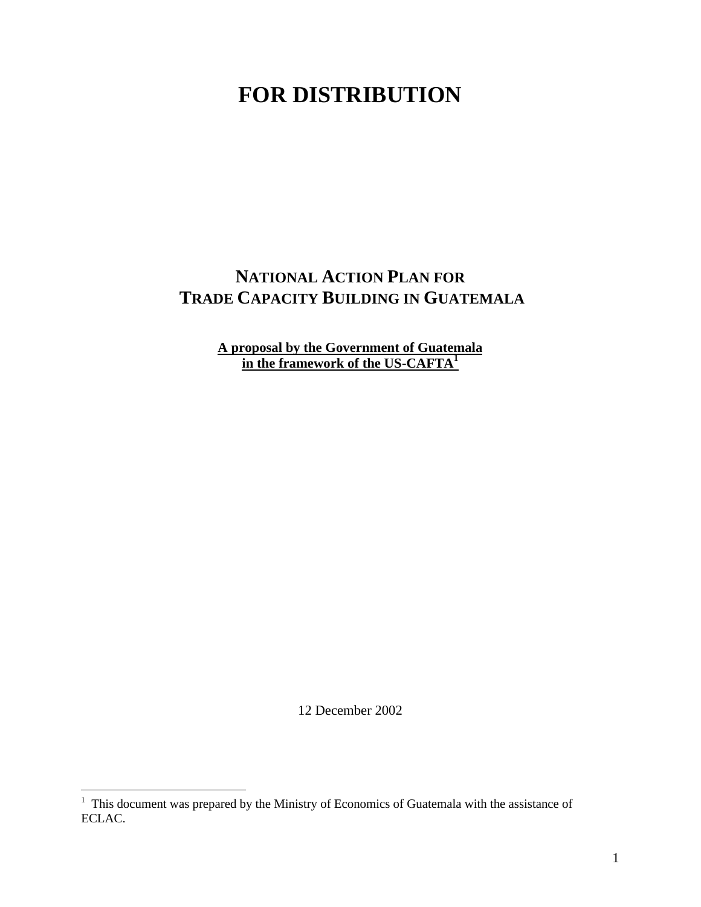# FOR DISTRIBUTION

## NATIONAL ACTION PLAN FOR TRADE CAPACITY BUILDING IN GUATEMALA

**A proposal by the Government of Guatemala in the framework of the US-CAFTA[1]**

12 December 2002

[1] This document was prepared by the Ministry of Economics of Guatemala with the assistance of ECLAC.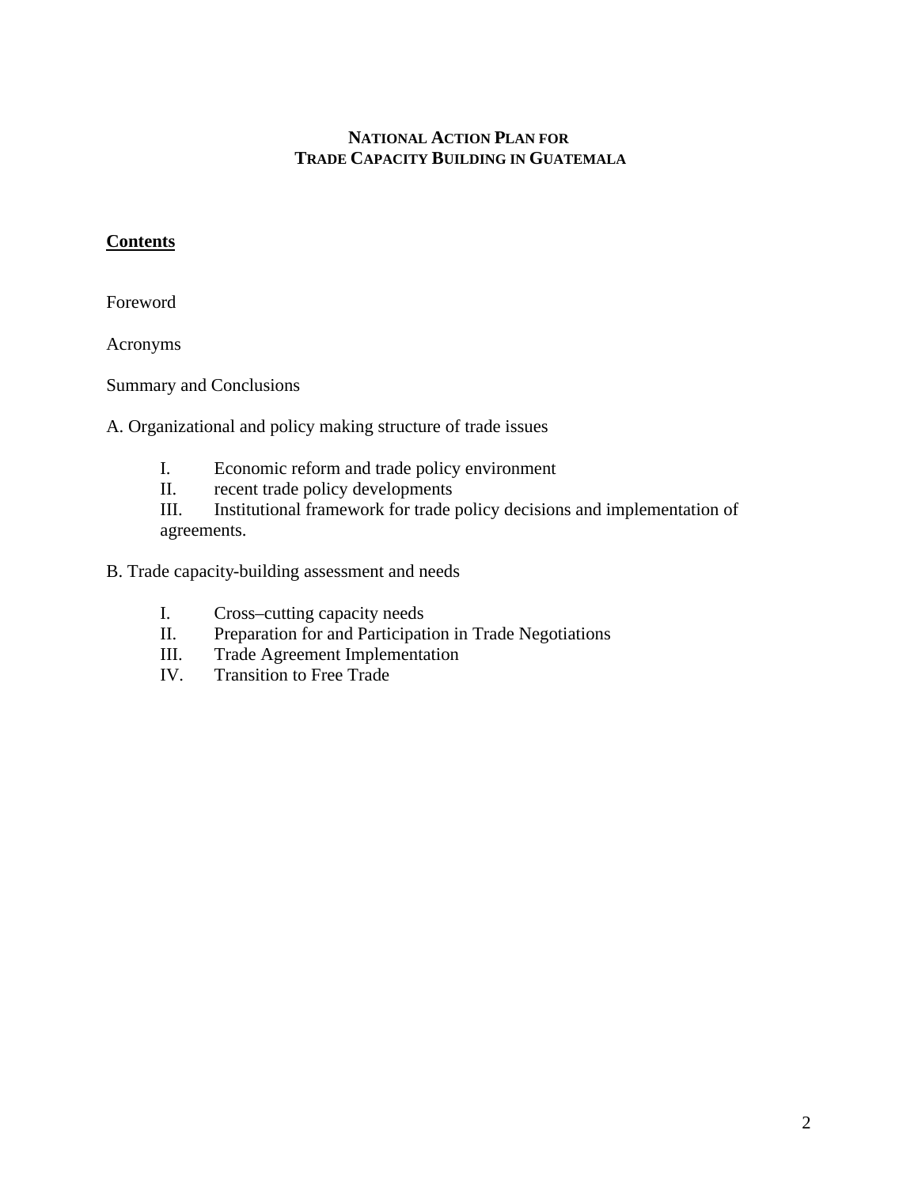# NATIONAL ACTION PLAN FOR TRADE CAPACITY BUILDING IN GUATEMALA

**Contents**

Foreword

Acronyms

Summary and Conclusions

A. Organizational and policy making structure of trade issues

- I. Economic reform and trade policy environment
- II. recent trade policy developments
- III. Institutional framework for trade policy decisions and implementation of agreements.

B. Trade capacity-building assessment and needs

- I. Cross–cutting capacity needs
- II. Preparation for and Participation in Trade Negotiations
- III. Trade Agreement Implementation
- IV. Transition to Free Trade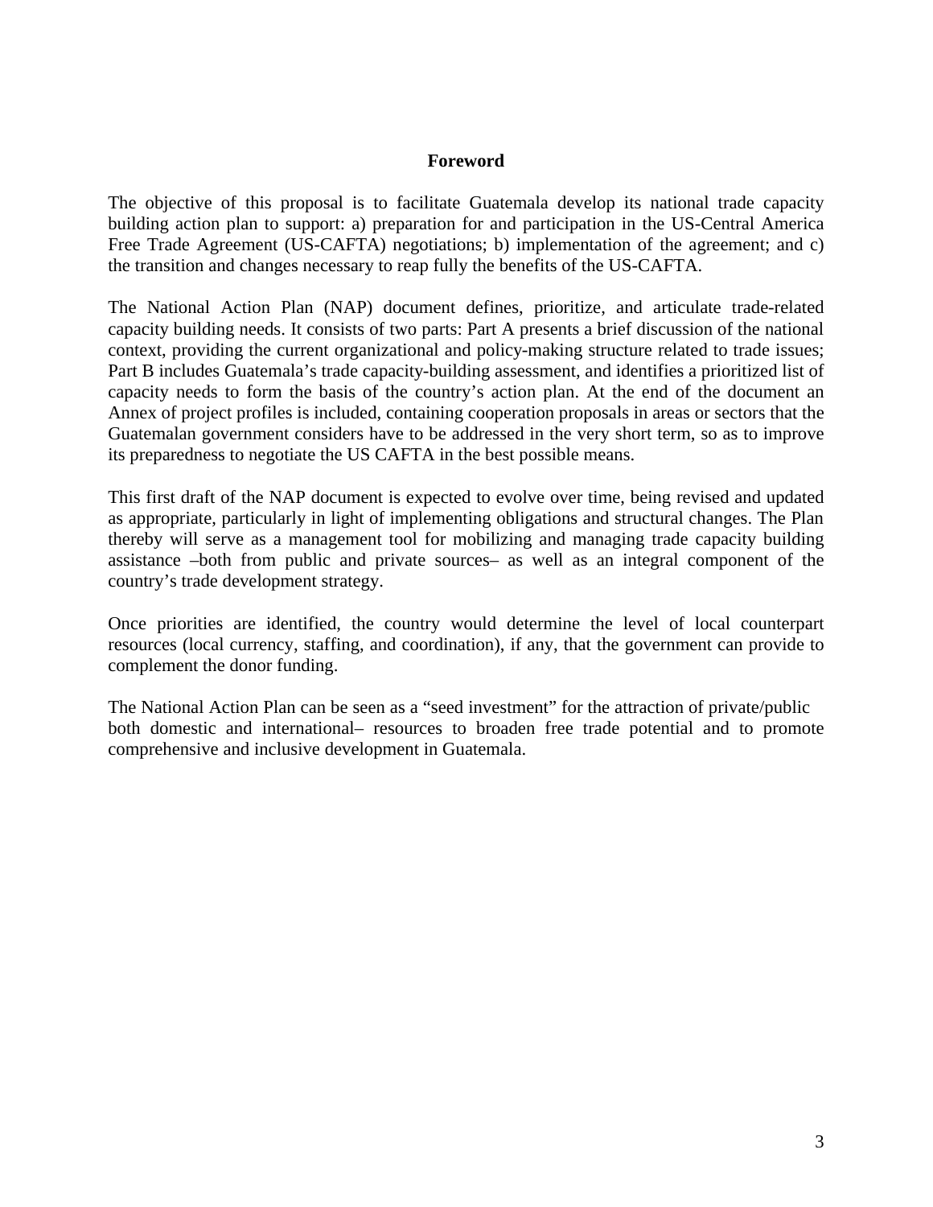## Foreword

The objective of this proposal is to facilitate Guatemala develop its national trade capacity building action plan to support: a) preparation for and participation in the US-Central America Free Trade Agreement (US-CAFTA) negotiations; b) implementation of the agreement; and c) the transition and changes necessary to reap fully the benefits of the US-CAFTA.

The National Action Plan (NAP) document defines, prioritize, and articulate trade-related capacity building needs. It consists of two parts: Part A presents a brief discussion of the national context, providing the current organizational and policy-making structure related to trade issues; Part B includes Guatemala's trade capacity-building assessment, and identifies a prioritized list of capacity needs to form the basis of the country's action plan. At the end of the document an Annex of project profiles is included, containing cooperation proposals in areas or sectors that the Guatemalan government considers have to be addressed in the very short term, so as to improve its preparedness to negotiate the US CAFTA in the best possible means.

This first draft of the NAP document is expected to evolve over time, being revised and updated as appropriate, particularly in light of implementing obligations and structural changes. The Plan thereby will serve as a management tool for mobilizing and managing trade capacity building assistance –both from public and private sources– as well as an integral component of the country's trade development strategy.

Once priorities are identified, the country would determine the level of local counterpart resources (local currency, staffing, and coordination), if any, that the government can provide to complement the donor funding.

The National Action Plan can be seen as a "seed investment" for the attraction of private/public both domestic and international– resources to broaden free trade potential and to promote comprehensive and inclusive development in Guatemala.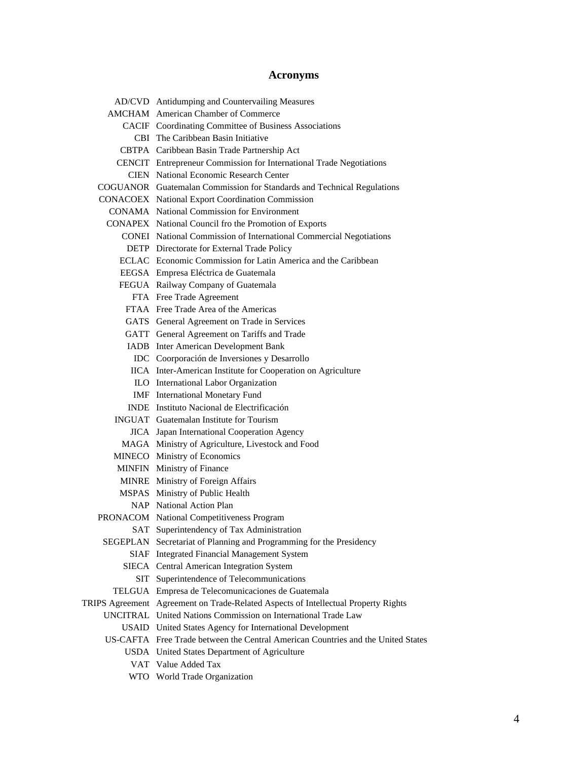# Acronyms

| | |
|---|---|
| AD/CVD | Antidumping and Countervailing Measures |
| AMCHAM | American Chamber of Commerce |
| CACIF | Coordinating Committee of Business Associations |
| CBI | The Caribbean Basin Initiative |
| CBTPA | Caribbean Basin Trade Partnership Act |
| CENCIT | Entrepreneur Commission for International Trade Negotiations |
| CIEN | National Economic Research Center |
| COGUANOR | Guatemalan Commission for Standards and Technical Regulations |
| CONACOEX | National Export Coordination Commission |
| CONAMA | National Commission for Environment |
| CONAPEX | National Council fro the Promotion of Exports |
| CONEI | National Commission of International Commercial Negotiations |
| DETP | Directorate for External Trade Policy |
| ECLAC | Economic Commission for Latin America and the Caribbean |
| EEGSA | Empresa Eléctrica de Guatemala |
| FEGUA | Railway Company of Guatemala |
| FTA | Free Trade Agreement |
| FTAA | Free Trade Area of the Americas |
| GATS | General Agreement on Trade in Services |
| GATT | General Agreement on Tariffs and Trade |
| IADB | Inter American Development Bank |
| IDC | Coorporación de Inversiones y Desarrollo |
| IICA | Inter-American Institute for Cooperation on Agriculture |
| ILO | International Labor Organization |
| IMF | International Monetary Fund |
| INDE | Instituto Nacional de Electrificación |
| INGUAT | Guatemalan Institute for Tourism |
| JICA | Japan International Cooperation Agency |
| MAGA | Ministry of Agriculture, Livestock and Food |
| MINECO | Ministry of Economics |
| MINFIN | Ministry of Finance |
| MINRE | Ministry of Foreign Affairs |
| MSPAS | Ministry of Public Health |
| NAP | National Action Plan |
| PRONACOM | National Competitiveness Program |
| SAT | Superintendency of Tax Administration |
| SEGEPLAN | Secretariat of Planning and Programming for the Presidency |
| SIAF | Integrated Financial Management System |
| SIECA | Central American Integration System |
| SIT | Superintendence of Telecommunications |
| TELGUA | Empresa de Telecomunicaciones de Guatemala |
| TRIPS Agreement | Agreement on Trade-Related Aspects of Intellectual Property Rights |
| UNCITRAL | United Nations Commission on International Trade Law |
| USAID | United States Agency for International Development |
| US-CAFTA | Free Trade between the Central American Countries and the United States |
| USDA | United States Department of Agriculture |
| VAT | Value Added Tax |
| WTO | World Trade Organization |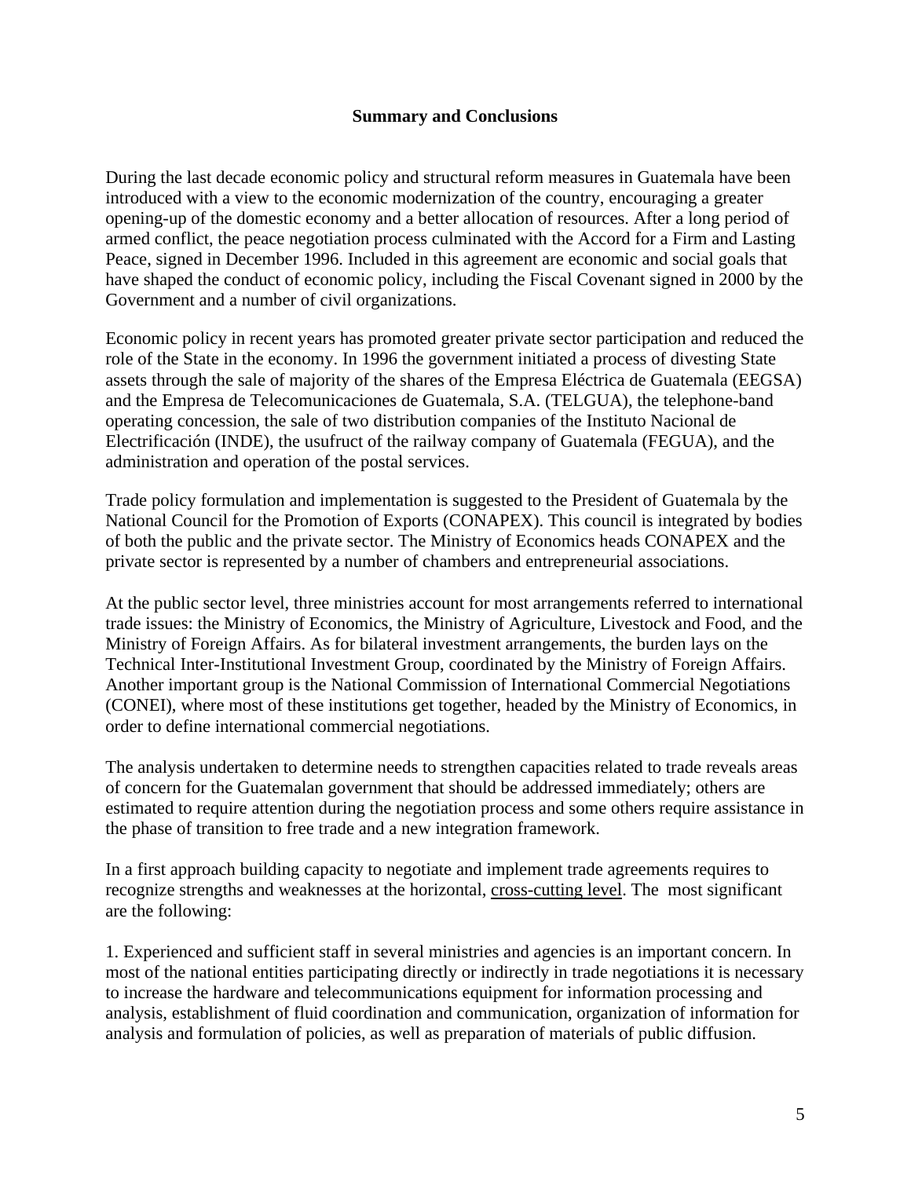## Summary and Conclusions

During the last decade economic policy and structural reform measures in Guatemala have been introduced with a view to the economic modernization of the country, encouraging a greater opening-up of the domestic economy and a better allocation of resources. After a long period of armed conflict, the peace negotiation process culminated with the Accord for a Firm and Lasting Peace, signed in December 1996. Included in this agreement are economic and social goals that have shaped the conduct of economic policy, including the Fiscal Covenant signed in 2000 by the Government and a number of civil organizations.

Economic policy in recent years has promoted greater private sector participation and reduced the role of the State in the economy. In 1996 the government initiated a process of divesting State assets through the sale of majority of the shares of the Empresa Eléctrica de Guatemala (EEGSA) and the Empresa de Telecomunicaciones de Guatemala, S.A. (TELGUA), the telephone-band operating concession, the sale of two distribution companies of the Instituto Nacional de Electrificación (INDE), the usufruct of the railway company of Guatemala (FEGUA), and the administration and operation of the postal services.

Trade policy formulation and implementation is suggested to the President of Guatemala by the National Council for the Promotion of Exports (CONAPEX). This council is integrated by bodies of both the public and the private sector. The Ministry of Economics heads CONAPEX and the private sector is represented by a number of chambers and entrepreneurial associations.

At the public sector level, three ministries account for most arrangements referred to international trade issues: the Ministry of Economics, the Ministry of Agriculture, Livestock and Food, and the Ministry of Foreign Affairs. As for bilateral investment arrangements, the burden lays on the Technical Inter-Institutional Investment Group, coordinated by the Ministry of Foreign Affairs. Another important group is the National Commission of International Commercial Negotiations (CONEI), where most of these institutions get together, headed by the Ministry of Economics, in order to define international commercial negotiations.

The analysis undertaken to determine needs to strengthen capacities related to trade reveals areas of concern for the Guatemalan government that should be addressed immediately; others are estimated to require attention during the negotiation process and some others require assistance in the phase of transition to free trade and a new integration framework.

In a first approach building capacity to negotiate and implement trade agreements requires to recognize strengths and weaknesses at the horizontal, cross-cutting level. The most significant are the following:

1. Experienced and sufficient staff in several ministries and agencies is an important concern. In most of the national entities participating directly or indirectly in trade negotiations it is necessary to increase the hardware and telecommunications equipment for information processing and analysis, establishment of fluid coordination and communication, organization of information for analysis and formulation of policies, as well as preparation of materials of public diffusion.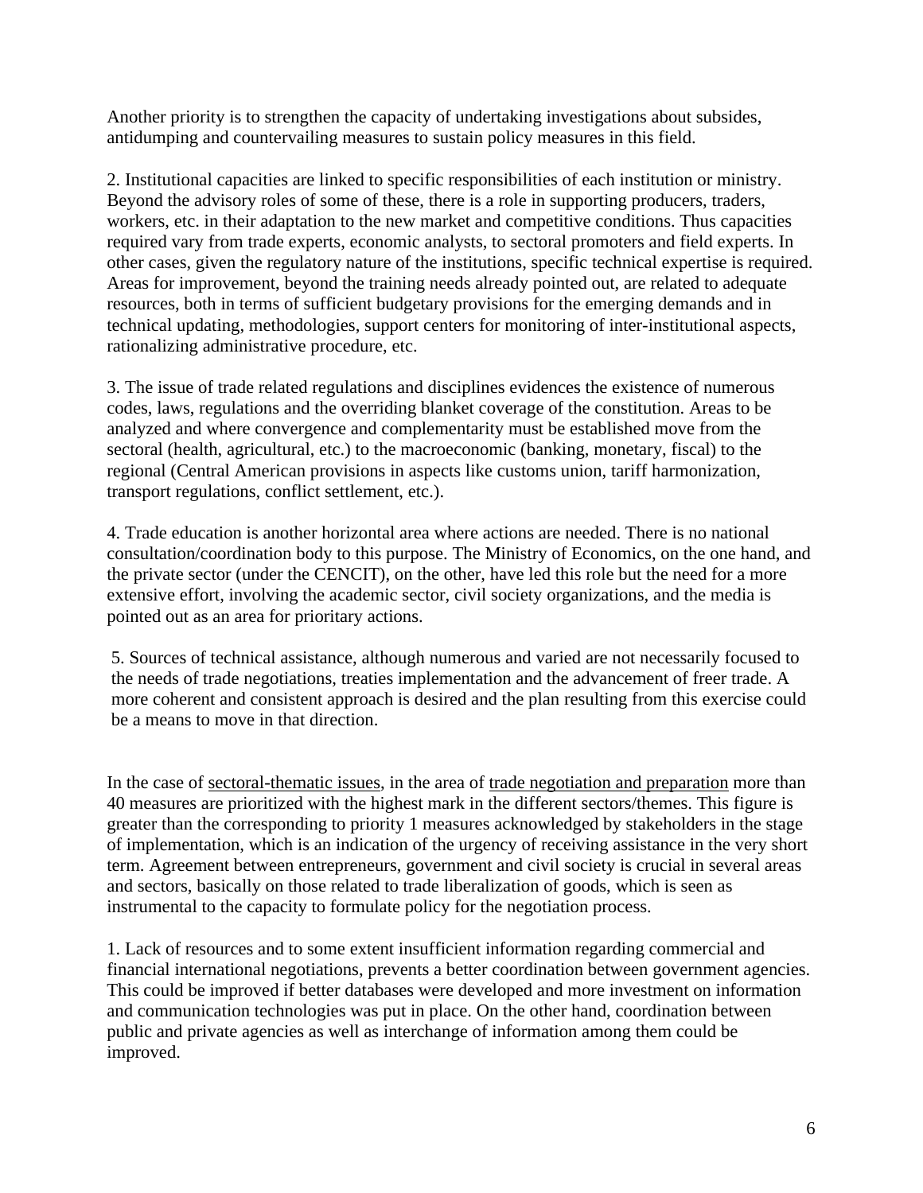Another priority is to strengthen the capacity of undertaking investigations about subsides, antidumping and countervailing measures to sustain policy measures in this field.

2. Institutional capacities are linked to specific responsibilities of each institution or ministry. Beyond the advisory roles of some of these, there is a role in supporting producers, traders, workers, etc. in their adaptation to the new market and competitive conditions. Thus capacities required vary from trade experts, economic analysts, to sectoral promoters and field experts. In other cases, given the regulatory nature of the institutions, specific technical expertise is required. Areas for improvement, beyond the training needs already pointed out, are related to adequate resources, both in terms of sufficient budgetary provisions for the emerging demands and in technical updating, methodologies, support centers for monitoring of inter-institutional aspects, rationalizing administrative procedure, etc.

3. The issue of trade related regulations and disciplines evidences the existence of numerous codes, laws, regulations and the overriding blanket coverage of the constitution. Areas to be analyzed and where convergence and complementarity must be established move from the sectoral (health, agricultural, etc.) to the macroeconomic (banking, monetary, fiscal) to the regional (Central American provisions in aspects like customs union, tariff harmonization, transport regulations, conflict settlement, etc.).

4. Trade education is another horizontal area where actions are needed. There is no national consultation/coordination body to this purpose. The Ministry of Economics, on the one hand, and the private sector (under the CENCIT), on the other, have led this role but the need for a more extensive effort, involving the academic sector, civil society organizations, and the media is pointed out as an area for prioritary actions.

5. Sources of technical assistance, although numerous and varied are not necessarily focused to the needs of trade negotiations, treaties implementation and the advancement of freer trade. A more coherent and consistent approach is desired and the plan resulting from this exercise could be a means to move in that direction.

In the case of <u>sectoral-thematic issues</u>, in the area of <u>trade negotiation and preparation</u> more than 40 measures are prioritized with the highest mark in the different sectors/themes. This figure is greater than the corresponding to priority 1 measures acknowledged by stakeholders in the stage of implementation, which is an indication of the urgency of receiving assistance in the very short term. Agreement between entrepreneurs, government and civil society is crucial in several areas and sectors, basically on those related to trade liberalization of goods, which is seen as instrumental to the capacity to formulate policy for the negotiation process.

1. Lack of resources and to some extent insufficient information regarding commercial and financial international negotiations, prevents a better coordination between government agencies. This could be improved if better databases were developed and more investment on information and communication technologies was put in place. On the other hand, coordination between public and private agencies as well as interchange of information among them could be improved.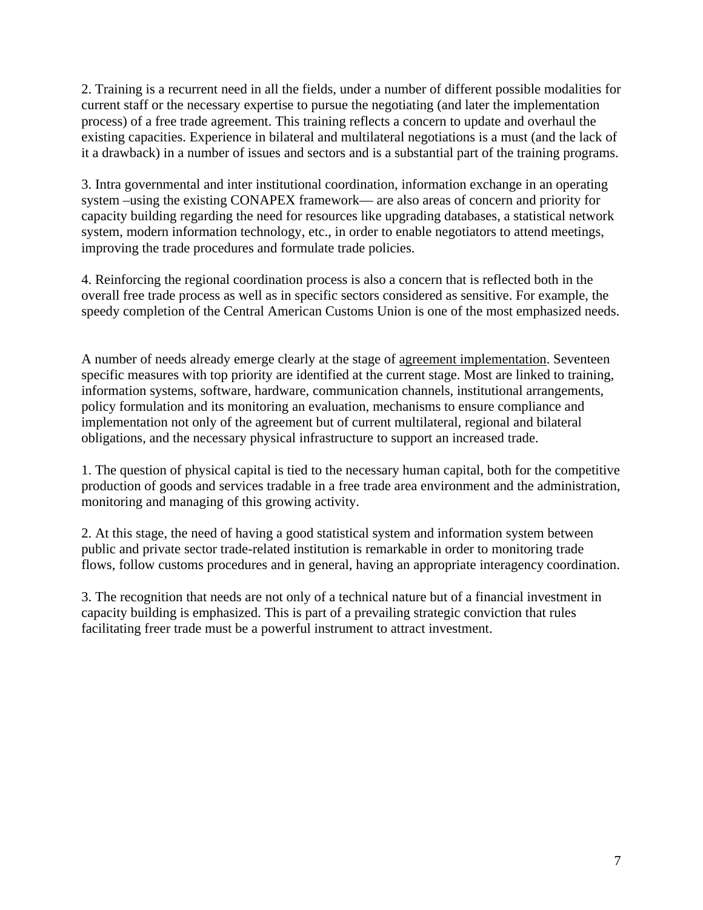2. Training is a recurrent need in all the fields, under a number of different possible modalities for current staff or the necessary expertise to pursue the negotiating (and later the implementation process) of a free trade agreement. This training reflects a concern to update and overhaul the existing capacities. Experience in bilateral and multilateral negotiations is a must (and the lack of it a drawback) in a number of issues and sectors and is a substantial part of the training programs.

3. Intra governmental and inter institutional coordination, information exchange in an operating system –using the existing CONAPEX framework— are also areas of concern and priority for capacity building regarding the need for resources like upgrading databases, a statistical network system, modern information technology, etc., in order to enable negotiators to attend meetings, improving the trade procedures and formulate trade policies.

4. Reinforcing the regional coordination process is also a concern that is reflected both in the overall free trade process as well as in specific sectors considered as sensitive. For example, the speedy completion of the Central American Customs Union is one of the most emphasized needs.

A number of needs already emerge clearly at the stage of <u>agreement implementation</u>. Seventeen specific measures with top priority are identified at the current stage. Most are linked to training, information systems, software, hardware, communication channels, institutional arrangements, policy formulation and its monitoring an evaluation, mechanisms to ensure compliance and implementation not only of the agreement but of current multilateral, regional and bilateral obligations, and the necessary physical infrastructure to support an increased trade.

1. The question of physical capital is tied to the necessary human capital, both for the competitive production of goods and services tradable in a free trade area environment and the administration, monitoring and managing of this growing activity.

2. At this stage, the need of having a good statistical system and information system between public and private sector trade-related institution is remarkable in order to monitoring trade flows, follow customs procedures and in general, having an appropriate interagency coordination.

3. The recognition that needs are not only of a technical nature but of a financial investment in capacity building is emphasized. This is part of a prevailing strategic conviction that rules facilitating freer trade must be a powerful instrument to attract investment.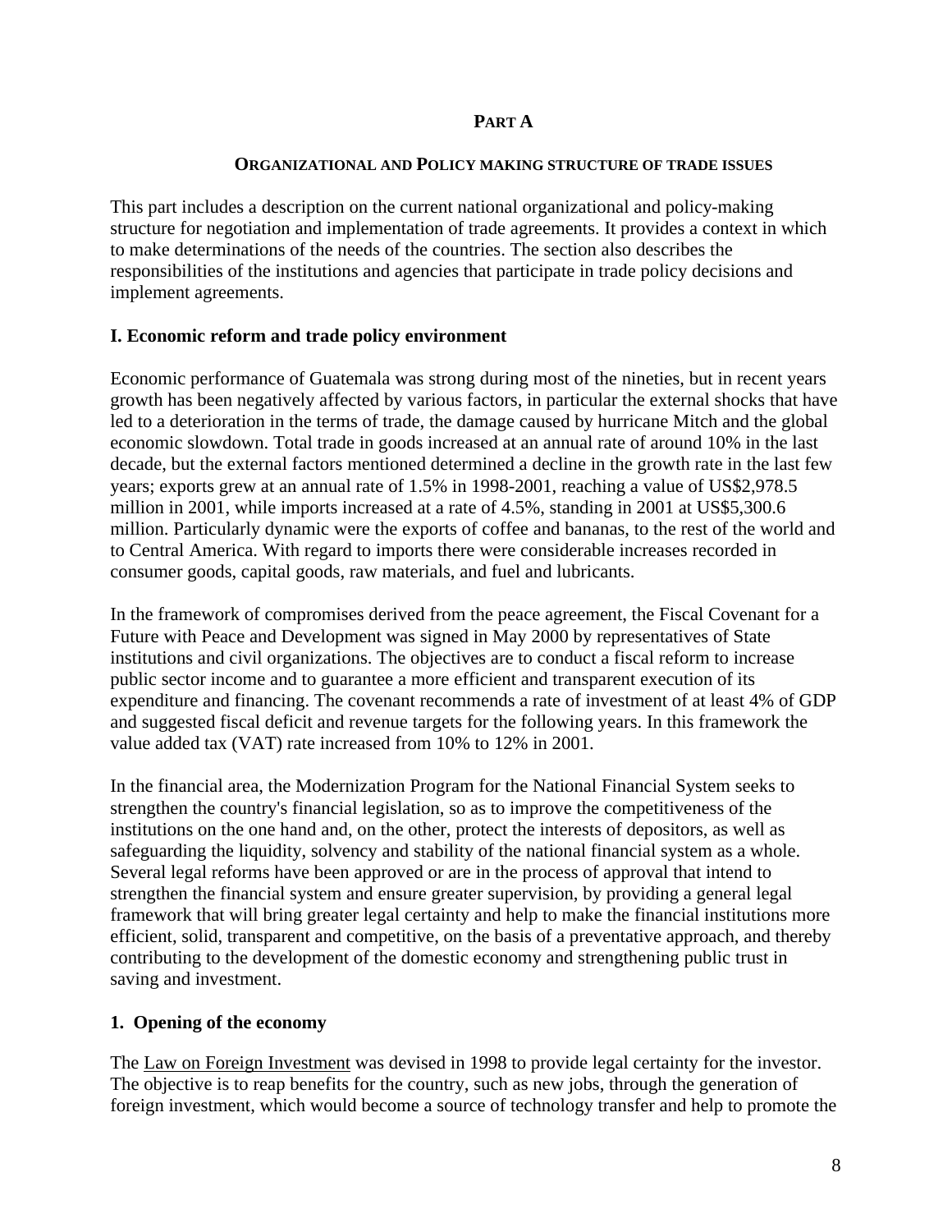# PART A

## ORGANIZATIONAL AND POLICY MAKING STRUCTURE OF TRADE ISSUES

This part includes a description on the current national organizational and policy-making structure for negotiation and implementation of trade agreements. It provides a context in which to make determinations of the needs of the countries. The section also describes the responsibilities of the institutions and agencies that participate in trade policy decisions and implement agreements.

### I. Economic reform and trade policy environment

Economic performance of Guatemala was strong during most of the nineties, but in recent years growth has been negatively affected by various factors, in particular the external shocks that have led to a deterioration in the terms of trade, the damage caused by hurricane Mitch and the global economic slowdown. Total trade in goods increased at an annual rate of around 10% in the last decade, but the external factors mentioned determined a decline in the growth rate in the last few years; exports grew at an annual rate of 1.5% in 1998-2001, reaching a value of US$2,978.5 million in 2001, while imports increased at a rate of 4.5%, standing in 2001 at US$5,300.6 million. Particularly dynamic were the exports of coffee and bananas, to the rest of the world and to Central America. With regard to imports there were considerable increases recorded in consumer goods, capital goods, raw materials, and fuel and lubricants.

In the framework of compromises derived from the peace agreement, the Fiscal Covenant for a Future with Peace and Development was signed in May 2000 by representatives of State institutions and civil organizations. The objectives are to conduct a fiscal reform to increase public sector income and to guarantee a more efficient and transparent execution of its expenditure and financing. The covenant recommends a rate of investment of at least 4% of GDP and suggested fiscal deficit and revenue targets for the following years. In this framework the value added tax (VAT) rate increased from 10% to 12% in 2001.

In the financial area, the Modernization Program for the National Financial System seeks to strengthen the country's financial legislation, so as to improve the competitiveness of the institutions on the one hand and, on the other, protect the interests of depositors, as well as safeguarding the liquidity, solvency and stability of the national financial system as a whole. Several legal reforms have been approved or are in the process of approval that intend to strengthen the financial system and ensure greater supervision, by providing a general legal framework that will bring greater legal certainty and help to make the financial institutions more efficient, solid, transparent and competitive, on the basis of a preventative approach, and thereby contributing to the development of the domestic economy and strengthening public trust in saving and investment.

#### 1. Opening of the economy

The Law on Foreign Investment was devised in 1998 to provide legal certainty for the investor. The objective is to reap benefits for the country, such as new jobs, through the generation of foreign investment, which would become a source of technology transfer and help to promote the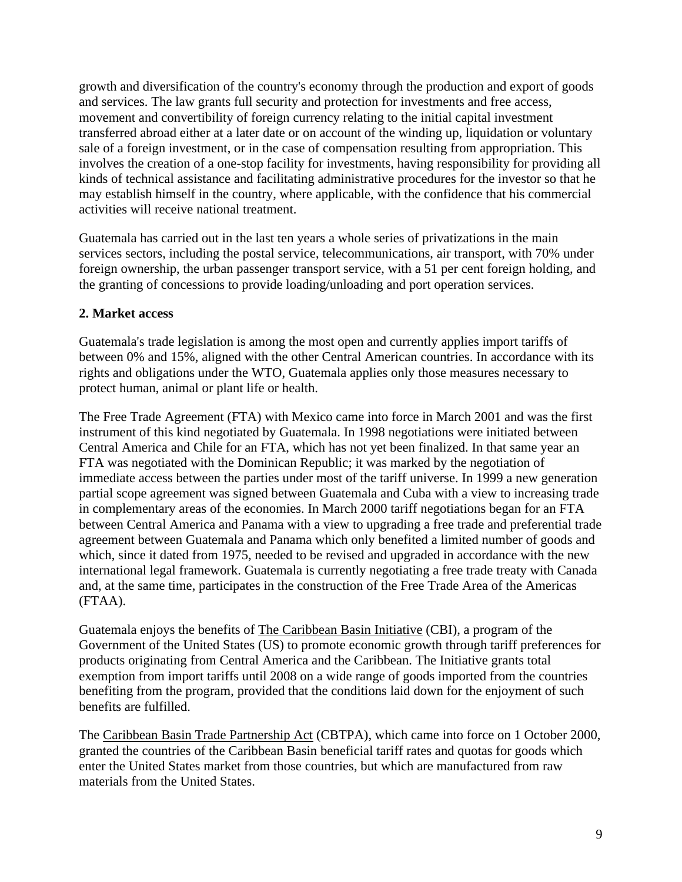growth and diversification of the country's economy through the production and export of goods and services. The law grants full security and protection for investments and free access, movement and convertibility of foreign currency relating to the initial capital investment transferred abroad either at a later date or on account of the winding up, liquidation or voluntary sale of a foreign investment, or in the case of compensation resulting from appropriation. This involves the creation of a one-stop facility for investments, having responsibility for providing all kinds of technical assistance and facilitating administrative procedures for the investor so that he may establish himself in the country, where applicable, with the confidence that his commercial activities will receive national treatment.

Guatemala has carried out in the last ten years a whole series of privatizations in the main services sectors, including the postal service, telecommunications, air transport, with 70% under foreign ownership, the urban passenger transport service, with a 51 per cent foreign holding, and the granting of concessions to provide loading/unloading and port operation services.

**2. Market access**

Guatemala's trade legislation is among the most open and currently applies import tariffs of between 0% and 15%, aligned with the other Central American countries. In accordance with its rights and obligations under the WTO, Guatemala applies only those measures necessary to protect human, animal or plant life or health.

The Free Trade Agreement (FTA) with Mexico came into force in March 2001 and was the first instrument of this kind negotiated by Guatemala. In 1998 negotiations were initiated between Central America and Chile for an FTA, which has not yet been finalized. In that same year an FTA was negotiated with the Dominican Republic; it was marked by the negotiation of immediate access between the parties under most of the tariff universe. In 1999 a new generation partial scope agreement was signed between Guatemala and Cuba with a view to increasing trade in complementary areas of the economies. In March 2000 tariff negotiations began for an FTA between Central America and Panama with a view to upgrading a free trade and preferential trade agreement between Guatemala and Panama which only benefited a limited number of goods and which, since it dated from 1975, needed to be revised and upgraded in accordance with the new international legal framework. Guatemala is currently negotiating a free trade treaty with Canada and, at the same time, participates in the construction of the Free Trade Area of the Americas (FTAA).

Guatemala enjoys the benefits of The Caribbean Basin Initiative (CBI), a program of the Government of the United States (US) to promote economic growth through tariff preferences for products originating from Central America and the Caribbean. The Initiative grants total exemption from import tariffs until 2008 on a wide range of goods imported from the countries benefiting from the program, provided that the conditions laid down for the enjoyment of such benefits are fulfilled.

The Caribbean Basin Trade Partnership Act (CBTPA), which came into force on 1 October 2000, granted the countries of the Caribbean Basin beneficial tariff rates and quotas for goods which enter the United States market from those countries, but which are manufactured from raw materials from the United States.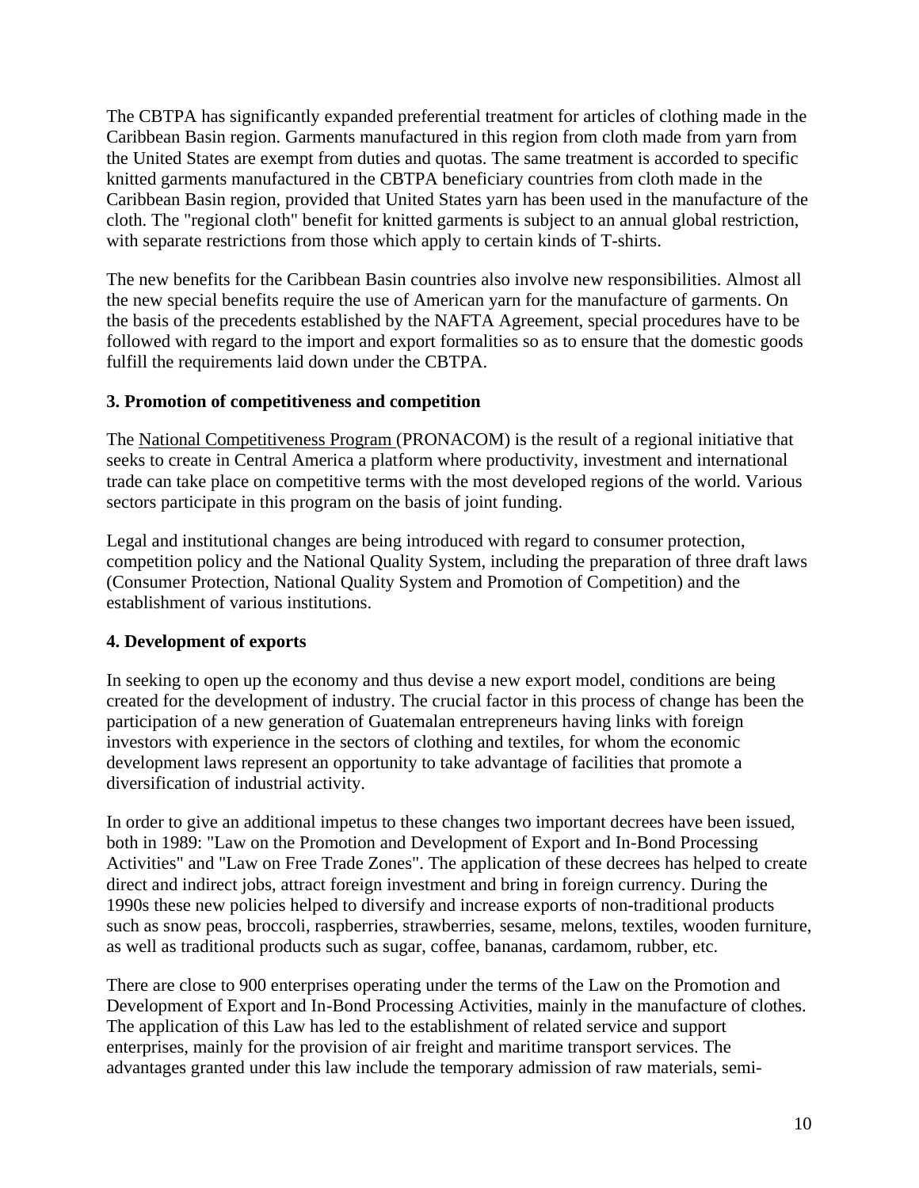The CBTPA has significantly expanded preferential treatment for articles of clothing made in the Caribbean Basin region. Garments manufactured in this region from cloth made from yarn from the United States are exempt from duties and quotas. The same treatment is accorded to specific knitted garments manufactured in the CBTPA beneficiary countries from cloth made in the Caribbean Basin region, provided that United States yarn has been used in the manufacture of the cloth. The "regional cloth" benefit for knitted garments is subject to an annual global restriction, with separate restrictions from those which apply to certain kinds of T-shirts.

The new benefits for the Caribbean Basin countries also involve new responsibilities. Almost all the new special benefits require the use of American yarn for the manufacture of garments. On the basis of the precedents established by the NAFTA Agreement, special procedures have to be followed with regard to the import and export formalities so as to ensure that the domestic goods fulfill the requirements laid down under the CBTPA.

**3. Promotion of competitiveness and competition**

The National Competitiveness Program (PRONACOM) is the result of a regional initiative that seeks to create in Central America a platform where productivity, investment and international trade can take place on competitive terms with the most developed regions of the world. Various sectors participate in this program on the basis of joint funding.

Legal and institutional changes are being introduced with regard to consumer protection, competition policy and the National Quality System, including the preparation of three draft laws (Consumer Protection, National Quality System and Promotion of Competition) and the establishment of various institutions.

**4. Development of exports**

In seeking to open up the economy and thus devise a new export model, conditions are being created for the development of industry. The crucial factor in this process of change has been the participation of a new generation of Guatemalan entrepreneurs having links with foreign investors with experience in the sectors of clothing and textiles, for whom the economic development laws represent an opportunity to take advantage of facilities that promote a diversification of industrial activity.

In order to give an additional impetus to these changes two important decrees have been issued, both in 1989: "Law on the Promotion and Development of Export and In-Bond Processing Activities" and "Law on Free Trade Zones". The application of these decrees has helped to create direct and indirect jobs, attract foreign investment and bring in foreign currency. During the 1990s these new policies helped to diversify and increase exports of non-traditional products such as snow peas, broccoli, raspberries, strawberries, sesame, melons, textiles, wooden furniture, as well as traditional products such as sugar, coffee, bananas, cardamom, rubber, etc.

There are close to 900 enterprises operating under the terms of the Law on the Promotion and Development of Export and In-Bond Processing Activities, mainly in the manufacture of clothes. The application of this Law has led to the establishment of related service and support enterprises, mainly for the provision of air freight and maritime transport services. The advantages granted under this law include the temporary admission of raw materials, semi-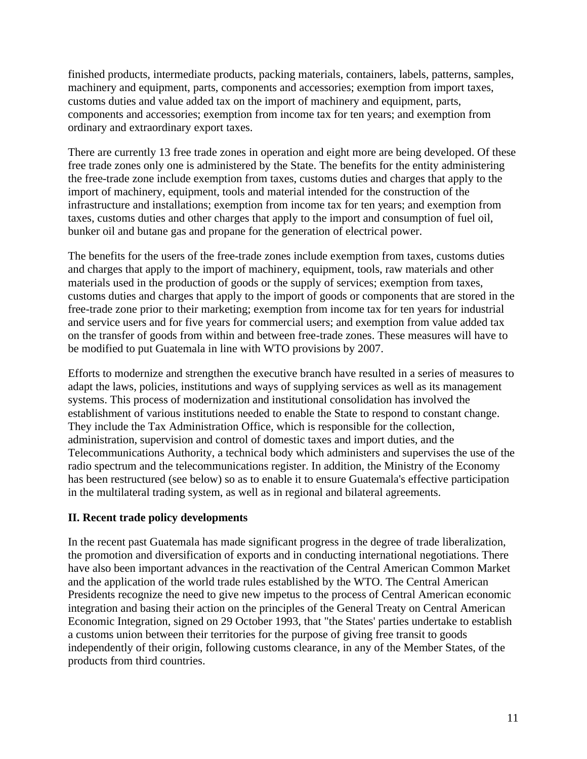finished products, intermediate products, packing materials, containers, labels, patterns, samples, machinery and equipment, parts, components and accessories; exemption from import taxes, customs duties and value added tax on the import of machinery and equipment, parts, components and accessories; exemption from income tax for ten years; and exemption from ordinary and extraordinary export taxes.

There are currently 13 free trade zones in operation and eight more are being developed. Of these free trade zones only one is administered by the State. The benefits for the entity administering the free-trade zone include exemption from taxes, customs duties and charges that apply to the import of machinery, equipment, tools and material intended for the construction of the infrastructure and installations; exemption from income tax for ten years; and exemption from taxes, customs duties and other charges that apply to the import and consumption of fuel oil, bunker oil and butane gas and propane for the generation of electrical power.

The benefits for the users of the free-trade zones include exemption from taxes, customs duties and charges that apply to the import of machinery, equipment, tools, raw materials and other materials used in the production of goods or the supply of services; exemption from taxes, customs duties and charges that apply to the import of goods or components that are stored in the free-trade zone prior to their marketing; exemption from income tax for ten years for industrial and service users and for five years for commercial users; and exemption from value added tax on the transfer of goods from within and between free-trade zones. These measures will have to be modified to put Guatemala in line with WTO provisions by 2007.

Efforts to modernize and strengthen the executive branch have resulted in a series of measures to adapt the laws, policies, institutions and ways of supplying services as well as its management systems. This process of modernization and institutional consolidation has involved the establishment of various institutions needed to enable the State to respond to constant change. They include the Tax Administration Office, which is responsible for the collection, administration, supervision and control of domestic taxes and import duties, and the Telecommunications Authority, a technical body which administers and supervises the use of the radio spectrum and the telecommunications register. In addition, the Ministry of the Economy has been restructured (see below) so as to enable it to ensure Guatemala's effective participation in the multilateral trading system, as well as in regional and bilateral agreements.

## II. Recent trade policy developments

In the recent past Guatemala has made significant progress in the degree of trade liberalization, the promotion and diversification of exports and in conducting international negotiations. There have also been important advances in the reactivation of the Central American Common Market and the application of the world trade rules established by the WTO. The Central American Presidents recognize the need to give new impetus to the process of Central American economic integration and basing their action on the principles of the General Treaty on Central American Economic Integration, signed on 29 October 1993, that "the States' parties undertake to establish a customs union between their territories for the purpose of giving free transit to goods independently of their origin, following customs clearance, in any of the Member States, of the products from third countries.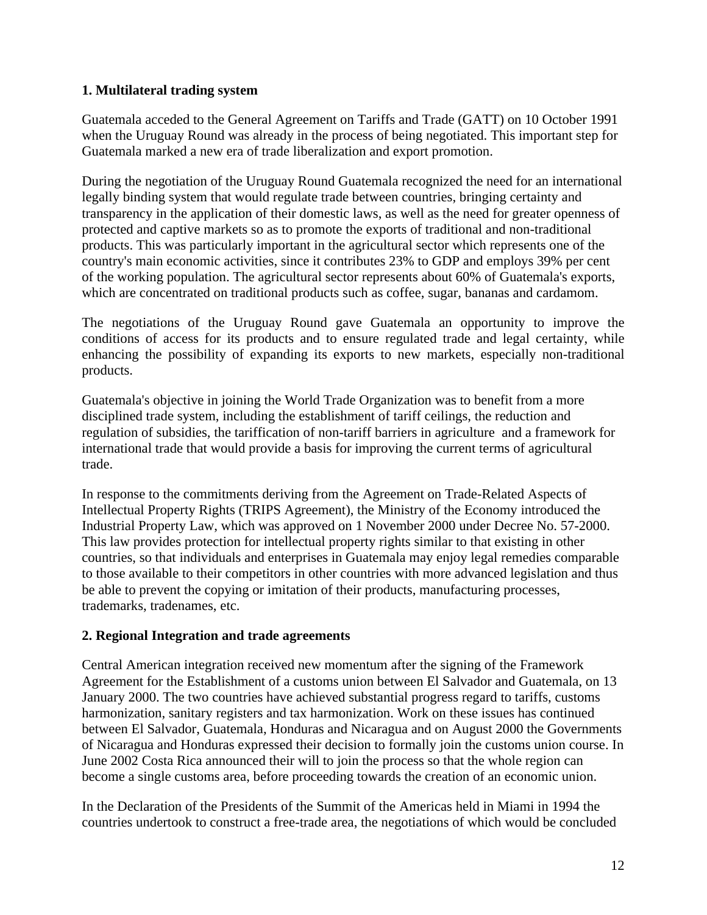## 1. Multilateral trading system

Guatemala acceded to the General Agreement on Tariffs and Trade (GATT) on 10 October 1991 when the Uruguay Round was already in the process of being negotiated. This important step for Guatemala marked a new era of trade liberalization and export promotion.

During the negotiation of the Uruguay Round Guatemala recognized the need for an international legally binding system that would regulate trade between countries, bringing certainty and transparency in the application of their domestic laws, as well as the need for greater openness of protected and captive markets so as to promote the exports of traditional and non-traditional products. This was particularly important in the agricultural sector which represents one of the country's main economic activities, since it contributes 23% to GDP and employs 39% per cent of the working population. The agricultural sector represents about 60% of Guatemala's exports, which are concentrated on traditional products such as coffee, sugar, bananas and cardamom.

The negotiations of the Uruguay Round gave Guatemala an opportunity to improve the conditions of access for its products and to ensure regulated trade and legal certainty, while enhancing the possibility of expanding its exports to new markets, especially non-traditional products.

Guatemala's objective in joining the World Trade Organization was to benefit from a more disciplined trade system, including the establishment of tariff ceilings, the reduction and regulation of subsidies, the tariffication of non-tariff barriers in agriculture and a framework for international trade that would provide a basis for improving the current terms of agricultural trade.

In response to the commitments deriving from the Agreement on Trade-Related Aspects of Intellectual Property Rights (TRIPS Agreement), the Ministry of the Economy introduced the Industrial Property Law, which was approved on 1 November 2000 under Decree No. 57-2000. This law provides protection for intellectual property rights similar to that existing in other countries, so that individuals and enterprises in Guatemala may enjoy legal remedies comparable to those available to their competitors in other countries with more advanced legislation and thus be able to prevent the copying or imitation of their products, manufacturing processes, trademarks, tradenames, etc.

## 2. Regional Integration and trade agreements

Central American integration received new momentum after the signing of the Framework Agreement for the Establishment of a customs union between El Salvador and Guatemala, on 13 January 2000. The two countries have achieved substantial progress regard to tariffs, customs harmonization, sanitary registers and tax harmonization. Work on these issues has continued between El Salvador, Guatemala, Honduras and Nicaragua and on August 2000 the Governments of Nicaragua and Honduras expressed their decision to formally join the customs union course. In June 2002 Costa Rica announced their will to join the process so that the whole region can become a single customs area, before proceeding towards the creation of an economic union.

In the Declaration of the Presidents of the Summit of the Americas held in Miami in 1994 the countries undertook to construct a free-trade area, the negotiations of which would be concluded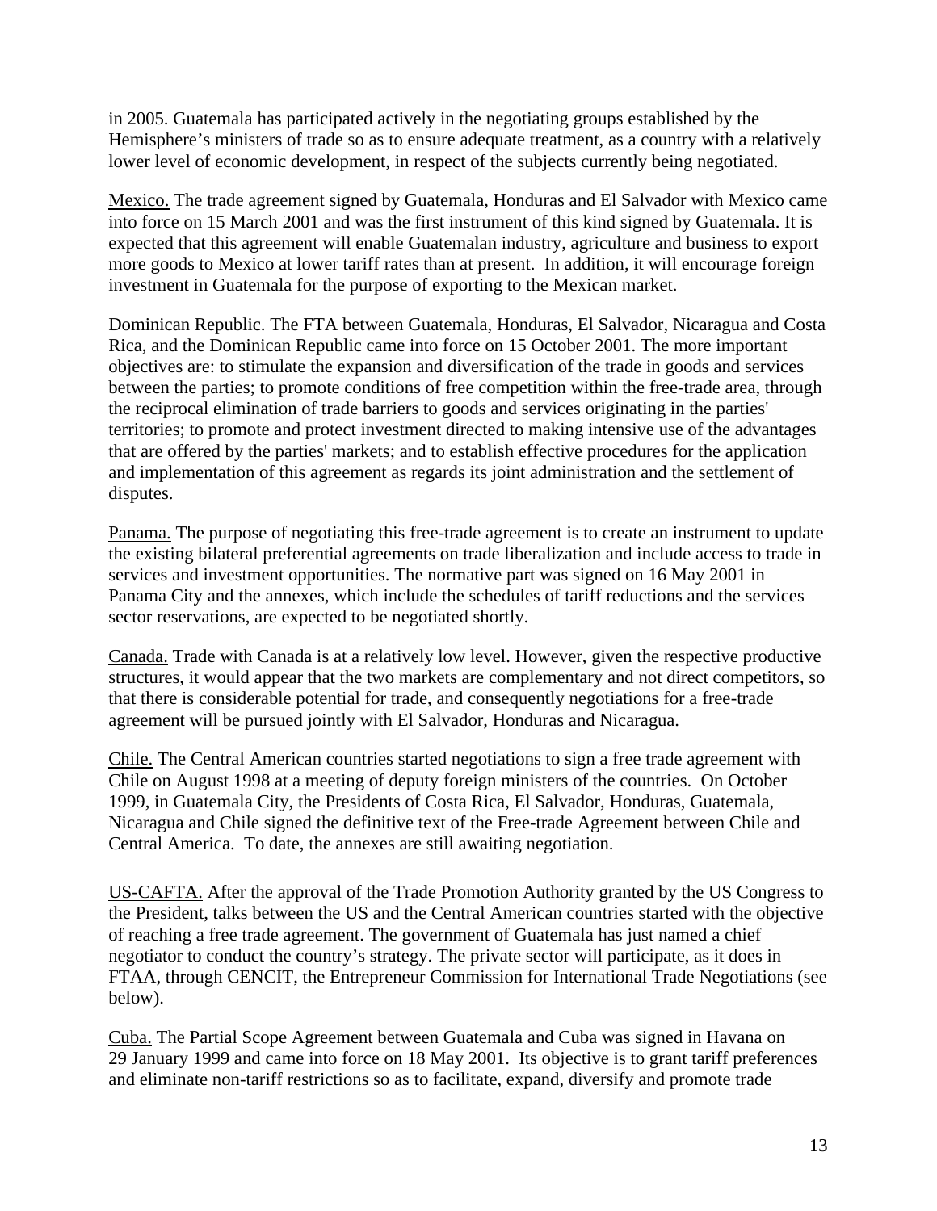in 2005. Guatemala has participated actively in the negotiating groups established by the Hemisphere's ministers of trade so as to ensure adequate treatment, as a country with a relatively lower level of economic development, in respect of the subjects currently being negotiated.

Mexico. The trade agreement signed by Guatemala, Honduras and El Salvador with Mexico came into force on 15 March 2001 and was the first instrument of this kind signed by Guatemala. It is expected that this agreement will enable Guatemalan industry, agriculture and business to export more goods to Mexico at lower tariff rates than at present. In addition, it will encourage foreign investment in Guatemala for the purpose of exporting to the Mexican market.

Dominican Republic. The FTA between Guatemala, Honduras, El Salvador, Nicaragua and Costa Rica, and the Dominican Republic came into force on 15 October 2001. The more important objectives are: to stimulate the expansion and diversification of the trade in goods and services between the parties; to promote conditions of free competition within the free-trade area, through the reciprocal elimination of trade barriers to goods and services originating in the parties' territories; to promote and protect investment directed to making intensive use of the advantages that are offered by the parties' markets; and to establish effective procedures for the application and implementation of this agreement as regards its joint administration and the settlement of disputes.

Panama. The purpose of negotiating this free-trade agreement is to create an instrument to update the existing bilateral preferential agreements on trade liberalization and include access to trade in services and investment opportunities. The normative part was signed on 16 May 2001 in Panama City and the annexes, which include the schedules of tariff reductions and the services sector reservations, are expected to be negotiated shortly.

Canada. Trade with Canada is at a relatively low level. However, given the respective productive structures, it would appear that the two markets are complementary and not direct competitors, so that there is considerable potential for trade, and consequently negotiations for a free-trade agreement will be pursued jointly with El Salvador, Honduras and Nicaragua.

Chile. The Central American countries started negotiations to sign a free trade agreement with Chile on August 1998 at a meeting of deputy foreign ministers of the countries. On October 1999, in Guatemala City, the Presidents of Costa Rica, El Salvador, Honduras, Guatemala, Nicaragua and Chile signed the definitive text of the Free-trade Agreement between Chile and Central America. To date, the annexes are still awaiting negotiation.

US-CAFTA. After the approval of the Trade Promotion Authority granted by the US Congress to the President, talks between the US and the Central American countries started with the objective of reaching a free trade agreement. The government of Guatemala has just named a chief negotiator to conduct the country's strategy. The private sector will participate, as it does in FTAA, through CENCIT, the Entrepreneur Commission for International Trade Negotiations (see below).

Cuba. The Partial Scope Agreement between Guatemala and Cuba was signed in Havana on 29 January 1999 and came into force on 18 May 2001. Its objective is to grant tariff preferences and eliminate non-tariff restrictions so as to facilitate, expand, diversify and promote trade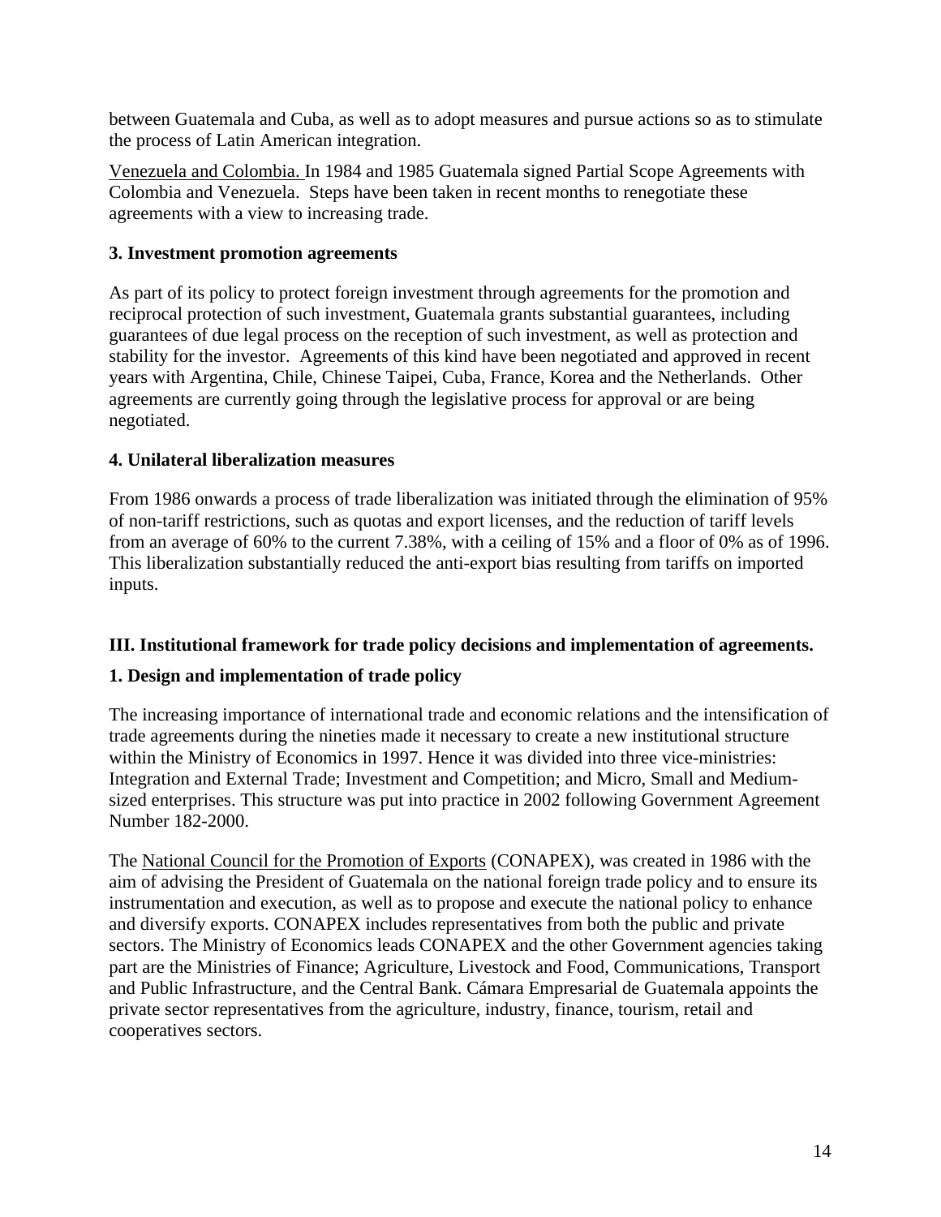between Guatemala and Cuba, as well as to adopt measures and pursue actions so as to stimulate the process of Latin American integration.

Venezuela and Colombia. In 1984 and 1985 Guatemala signed Partial Scope Agreements with Colombia and Venezuela. Steps have been taken in recent months to renegotiate these agreements with a view to increasing trade.

### 3. Investment promotion agreements

As part of its policy to protect foreign investment through agreements for the promotion and reciprocal protection of such investment, Guatemala grants substantial guarantees, including guarantees of due legal process on the reception of such investment, as well as protection and stability for the investor. Agreements of this kind have been negotiated and approved in recent years with Argentina, Chile, Chinese Taipei, Cuba, France, Korea and the Netherlands. Other agreements are currently going through the legislative process for approval or are being negotiated.

### 4. Unilateral liberalization measures

From 1986 onwards a process of trade liberalization was initiated through the elimination of 95% of non-tariff restrictions, such as quotas and export licenses, and the reduction of tariff levels from an average of 60% to the current 7.38%, with a ceiling of 15% and a floor of 0% as of 1996. This liberalization substantially reduced the anti-export bias resulting from tariffs on imported inputs.

## III. Institutional framework for trade policy decisions and implementation of agreements.

### 1. Design and implementation of trade policy

The increasing importance of international trade and economic relations and the intensification of trade agreements during the nineties made it necessary to create a new institutional structure within the Ministry of Economics in 1997. Hence it was divided into three vice-ministries: Integration and External Trade; Investment and Competition; and Micro, Small and Medium-sized enterprises. This structure was put into practice in 2002 following Government Agreement Number 182-2000.

The National Council for the Promotion of Exports (CONAPEX), was created in 1986 with the aim of advising the President of Guatemala on the national foreign trade policy and to ensure its instrumentation and execution, as well as to propose and execute the national policy to enhance and diversify exports. CONAPEX includes representatives from both the public and private sectors. The Ministry of Economics leads CONAPEX and the other Government agencies taking part are the Ministries of Finance; Agriculture, Livestock and Food, Communications, Transport and Public Infrastructure, and the Central Bank. Cámara Empresarial de Guatemala appoints the private sector representatives from the agriculture, industry, finance, tourism, retail and cooperatives sectors.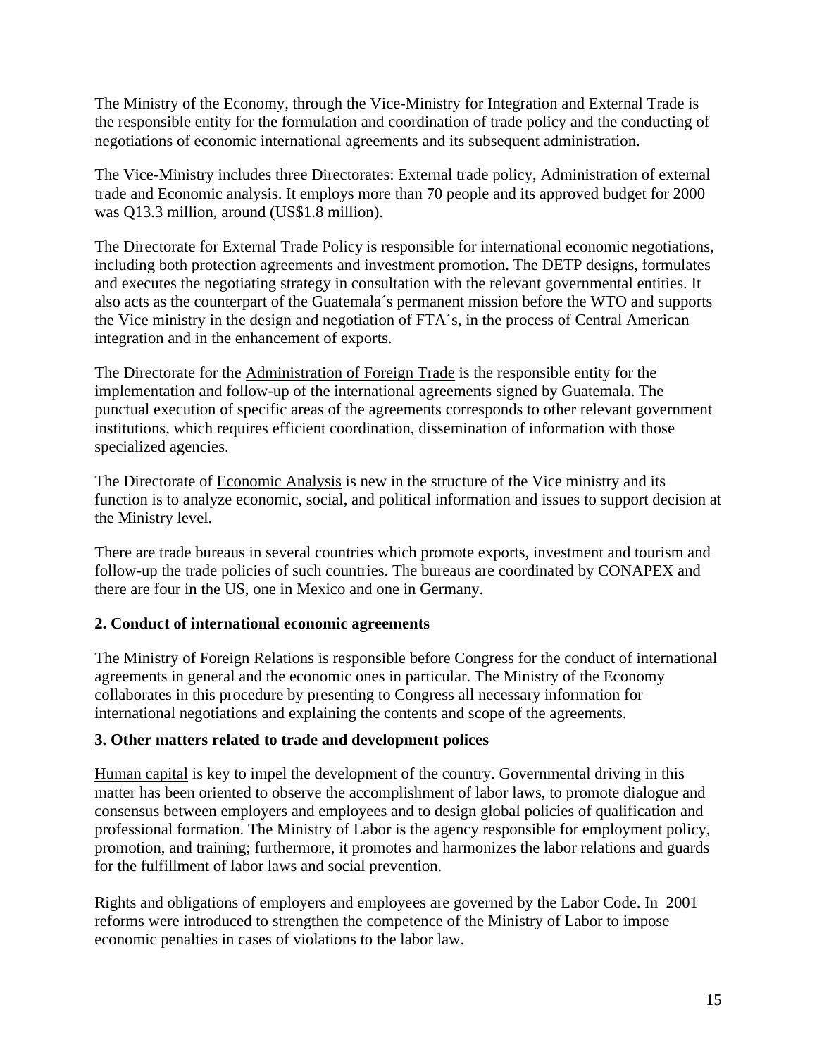The Ministry of the Economy, through the Vice-Ministry for Integration and External Trade is the responsible entity for the formulation and coordination of trade policy and the conducting of negotiations of economic international agreements and its subsequent administration.

The Vice-Ministry includes three Directorates: External trade policy, Administration of external trade and Economic analysis. It employs more than 70 people and its approved budget for 2000 was Q13.3 million, around (US$1.8 million).

The Directorate for External Trade Policy is responsible for international economic negotiations, including both protection agreements and investment promotion. The DETP designs, formulates and executes the negotiating strategy in consultation with the relevant governmental entities. It also acts as the counterpart of the Guatemala´s permanent mission before the WTO and supports the Vice ministry in the design and negotiation of FTA´s, in the process of Central American integration and in the enhancement of exports.

The Directorate for the Administration of Foreign Trade is the responsible entity for the implementation and follow-up of the international agreements signed by Guatemala. The punctual execution of specific areas of the agreements corresponds to other relevant government institutions, which requires efficient coordination, dissemination of information with those specialized agencies.

The Directorate of Economic Analysis is new in the structure of the Vice ministry and its function is to analyze economic, social, and political information and issues to support decision at the Ministry level.

There are trade bureaus in several countries which promote exports, investment and tourism and follow-up the trade policies of such countries. The bureaus are coordinated by CONAPEX and there are four in the US, one in Mexico and one in Germany.

## 2. Conduct of international economic agreements

The Ministry of Foreign Relations is responsible before Congress for the conduct of international agreements in general and the economic ones in particular. The Ministry of the Economy collaborates in this procedure by presenting to Congress all necessary information for international negotiations and explaining the contents and scope of the agreements.

## 3. Other matters related to trade and development polices

Human capital is key to impel the development of the country. Governmental driving in this matter has been oriented to observe the accomplishment of labor laws, to promote dialogue and consensus between employers and employees and to design global policies of qualification and professional formation. The Ministry of Labor is the agency responsible for employment policy, promotion, and training; furthermore, it promotes and harmonizes the labor relations and guards for the fulfillment of labor laws and social prevention.

Rights and obligations of employers and employees are governed by the Labor Code. In 2001 reforms were introduced to strengthen the competence of the Ministry of Labor to impose economic penalties in cases of violations to the labor law.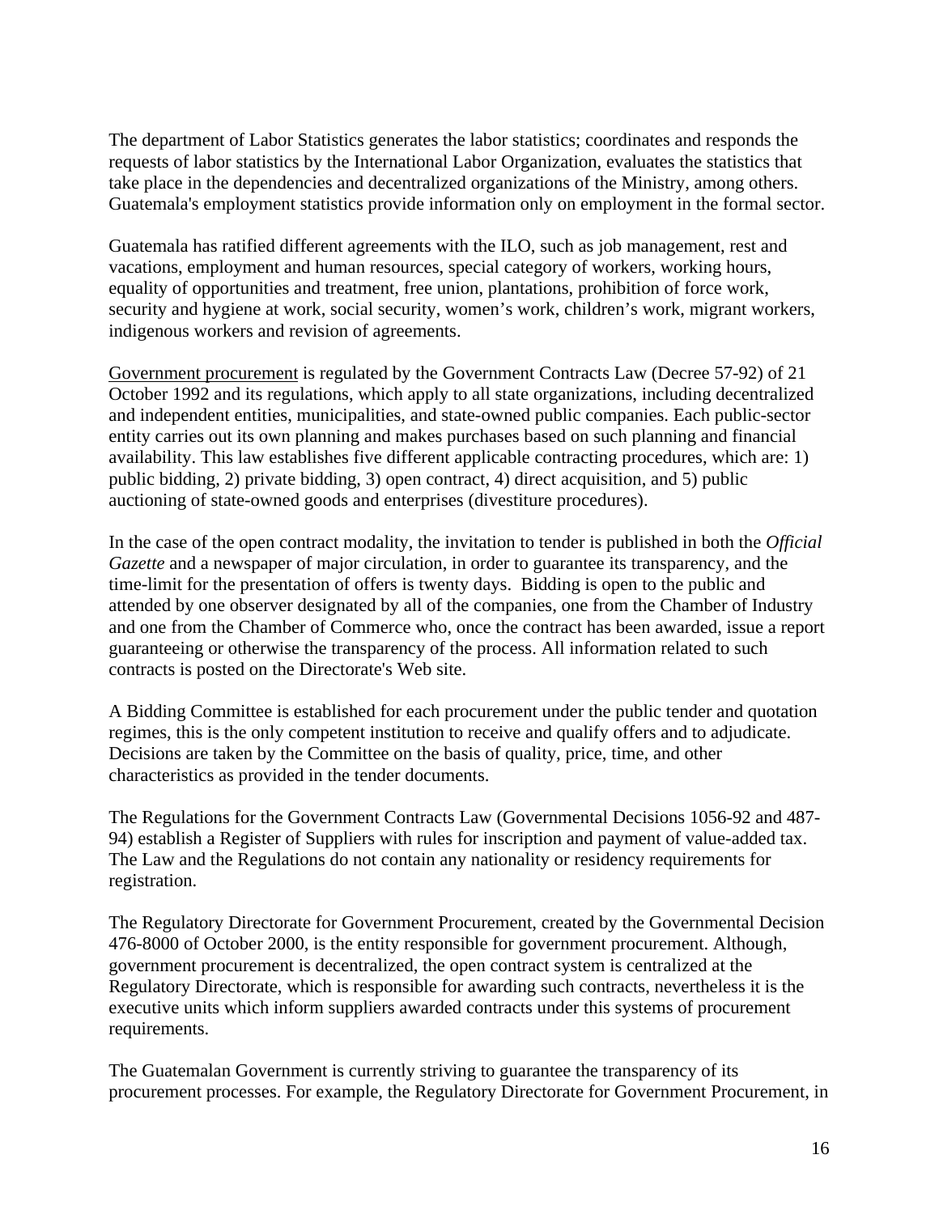The department of Labor Statistics generates the labor statistics; coordinates and responds the requests of labor statistics by the International Labor Organization, evaluates the statistics that take place in the dependencies and decentralized organizations of the Ministry, among others. Guatemala's employment statistics provide information only on employment in the formal sector.

Guatemala has ratified different agreements with the ILO, such as job management, rest and vacations, employment and human resources, special category of workers, working hours, equality of opportunities and treatment, free union, plantations, prohibition of force work, security and hygiene at work, social security, women's work, children's work, migrant workers, indigenous workers and revision of agreements.

<u>Government procurement</u> is regulated by the Government Contracts Law (Decree 57-92) of 21 October 1992 and its regulations, which apply to all state organizations, including decentralized and independent entities, municipalities, and state-owned public companies. Each public-sector entity carries out its own planning and makes purchases based on such planning and financial availability. This law establishes five different applicable contracting procedures, which are: 1) public bidding, 2) private bidding, 3) open contract, 4) direct acquisition, and 5) public auctioning of state-owned goods and enterprises (divestiture procedures).

In the case of the open contract modality, the invitation to tender is published in both the *Official Gazette* and a newspaper of major circulation, in order to guarantee its transparency, and the time-limit for the presentation of offers is twenty days. Bidding is open to the public and attended by one observer designated by all of the companies, one from the Chamber of Industry and one from the Chamber of Commerce who, once the contract has been awarded, issue a report guaranteeing or otherwise the transparency of the process. All information related to such contracts is posted on the Directorate's Web site.

A Bidding Committee is established for each procurement under the public tender and quotation regimes, this is the only competent institution to receive and qualify offers and to adjudicate. Decisions are taken by the Committee on the basis of quality, price, time, and other characteristics as provided in the tender documents.

The Regulations for the Government Contracts Law (Governmental Decisions 1056-92 and 487-94) establish a Register of Suppliers with rules for inscription and payment of value-added tax. The Law and the Regulations do not contain any nationality or residency requirements for registration.

The Regulatory Directorate for Government Procurement, created by the Governmental Decision 476-8000 of October 2000, is the entity responsible for government procurement. Although, government procurement is decentralized, the open contract system is centralized at the Regulatory Directorate, which is responsible for awarding such contracts, nevertheless it is the executive units which inform suppliers awarded contracts under this systems of procurement requirements.

The Guatemalan Government is currently striving to guarantee the transparency of its procurement processes. For example, the Regulatory Directorate for Government Procurement, in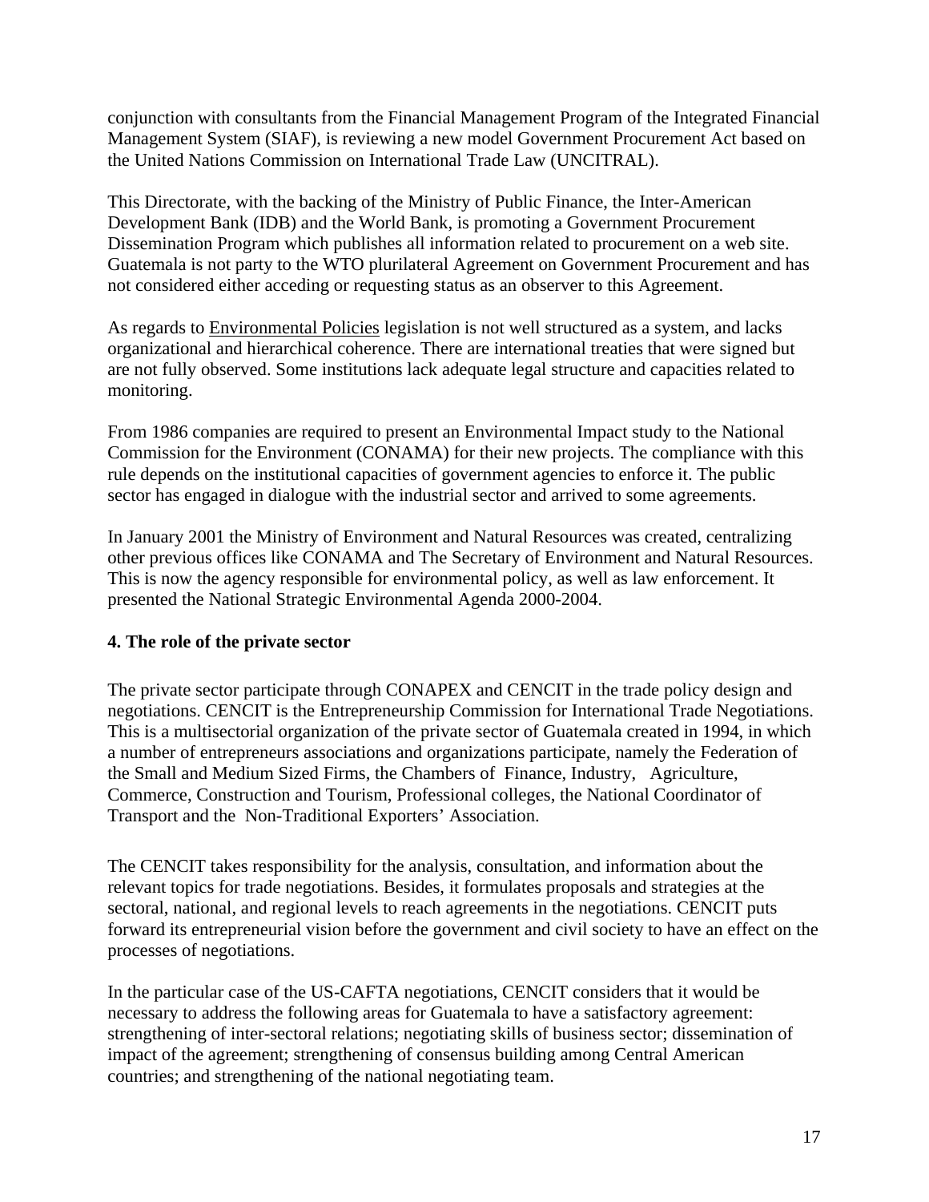conjunction with consultants from the Financial Management Program of the Integrated Financial Management System (SIAF), is reviewing a new model Government Procurement Act based on the United Nations Commission on International Trade Law (UNCITRAL).

This Directorate, with the backing of the Ministry of Public Finance, the Inter-American Development Bank (IDB) and the World Bank, is promoting a Government Procurement Dissemination Program which publishes all information related to procurement on a web site. Guatemala is not party to the WTO plurilateral Agreement on Government Procurement and has not considered either acceding or requesting status as an observer to this Agreement.

As regards to Environmental Policies legislation is not well structured as a system, and lacks organizational and hierarchical coherence. There are international treaties that were signed but are not fully observed. Some institutions lack adequate legal structure and capacities related to monitoring.

From 1986 companies are required to present an Environmental Impact study to the National Commission for the Environment (CONAMA) for their new projects. The compliance with this rule depends on the institutional capacities of government agencies to enforce it. The public sector has engaged in dialogue with the industrial sector and arrived to some agreements.

In January 2001 the Ministry of Environment and Natural Resources was created, centralizing other previous offices like CONAMA and The Secretary of Environment and Natural Resources. This is now the agency responsible for environmental policy, as well as law enforcement. It presented the National Strategic Environmental Agenda 2000-2004.

**4. The role of the private sector**

The private sector participate through CONAPEX and CENCIT in the trade policy design and negotiations. CENCIT is the Entrepreneurship Commission for International Trade Negotiations. This is a multisectorial organization of the private sector of Guatemala created in 1994, in which a number of entrepreneurs associations and organizations participate, namely the Federation of the Small and Medium Sized Firms, the Chambers of Finance, Industry, Agriculture, Commerce, Construction and Tourism, Professional colleges, the National Coordinator of Transport and the Non-Traditional Exporters' Association.

The CENCIT takes responsibility for the analysis, consultation, and information about the relevant topics for trade negotiations. Besides, it formulates proposals and strategies at the sectoral, national, and regional levels to reach agreements in the negotiations. CENCIT puts forward its entrepreneurial vision before the government and civil society to have an effect on the processes of negotiations.

In the particular case of the US-CAFTA negotiations, CENCIT considers that it would be necessary to address the following areas for Guatemala to have a satisfactory agreement: strengthening of inter-sectoral relations; negotiating skills of business sector; dissemination of impact of the agreement; strengthening of consensus building among Central American countries; and strengthening of the national negotiating team.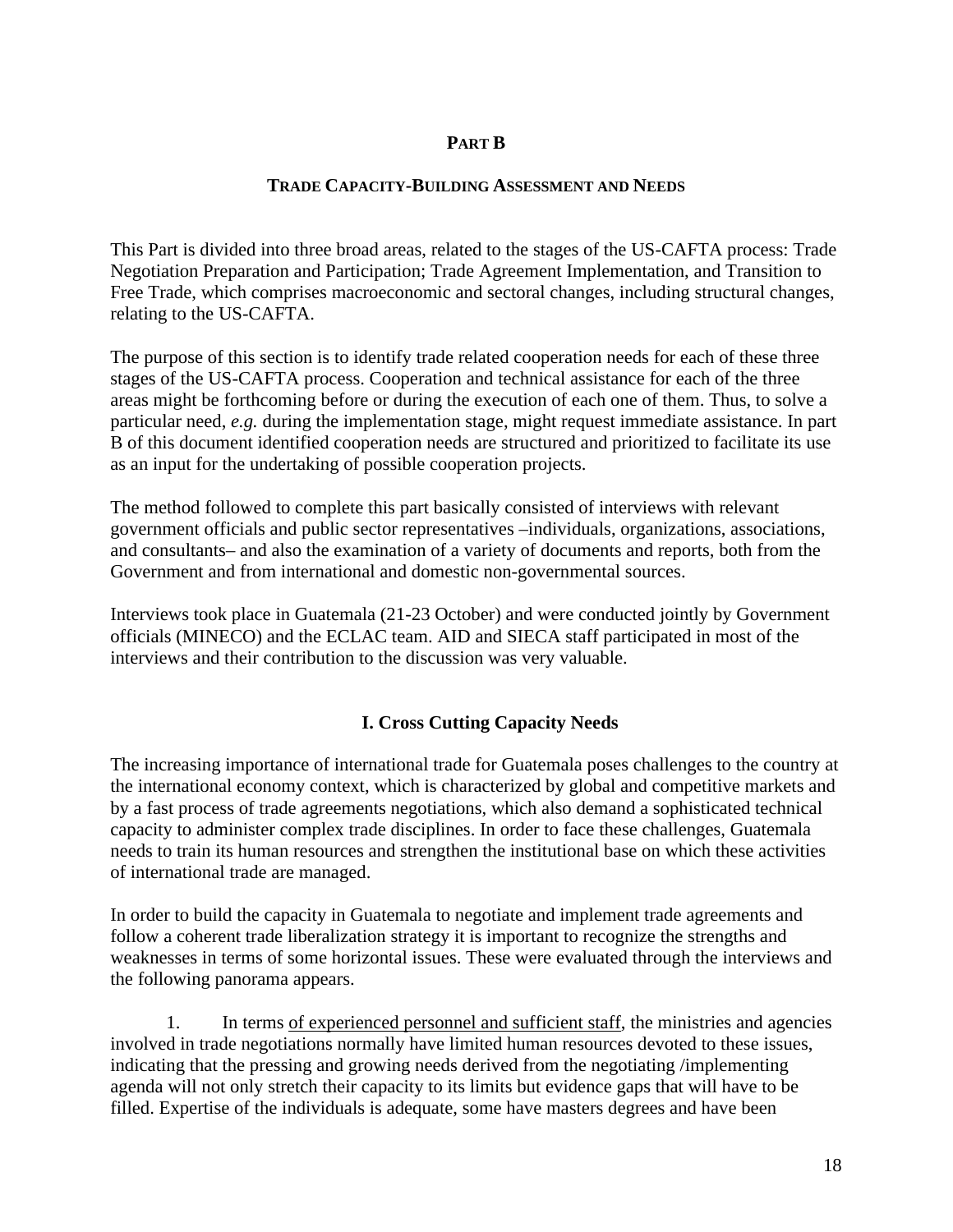**PART B**

**TRADE CAPACITY-BUILDING ASSESSMENT AND NEEDS**

This Part is divided into three broad areas, related to the stages of the US-CAFTA process: Trade Negotiation Preparation and Participation; Trade Agreement Implementation, and Transition to Free Trade, which comprises macroeconomic and sectoral changes, including structural changes, relating to the US-CAFTA.

The purpose of this section is to identify trade related cooperation needs for each of these three stages of the US-CAFTA process. Cooperation and technical assistance for each of the three areas might be forthcoming before or during the execution of each one of them. Thus, to solve a particular need, *e.g.* during the implementation stage, might request immediate assistance. In part B of this document identified cooperation needs are structured and prioritized to facilitate its use as an input for the undertaking of possible cooperation projects.

The method followed to complete this part basically consisted of interviews with relevant government officials and public sector representatives –individuals, organizations, associations, and consultants– and also the examination of a variety of documents and reports, both from the Government and from international and domestic non-governmental sources.

Interviews took place in Guatemala (21-23 October) and were conducted jointly by Government officials (MINECO) and the ECLAC team. AID and SIECA staff participated in most of the interviews and their contribution to the discussion was very valuable.

## I. Cross Cutting Capacity Needs

The increasing importance of international trade for Guatemala poses challenges to the country at the international economy context, which is characterized by global and competitive markets and by a fast process of trade agreements negotiations, which also demand a sophisticated technical capacity to administer complex trade disciplines. In order to face these challenges, Guatemala needs to train its human resources and strengthen the institutional base on which these activities of international trade are managed.

In order to build the capacity in Guatemala to negotiate and implement trade agreements and follow a coherent trade liberalization strategy it is important to recognize the strengths and weaknesses in terms of some horizontal issues. These were evaluated through the interviews and the following panorama appears.

1. In terms of experienced personnel and sufficient staff, the ministries and agencies involved in trade negotiations normally have limited human resources devoted to these issues, indicating that the pressing and growing needs derived from the negotiating /implementing agenda will not only stretch their capacity to its limits but evidence gaps that will have to be filled. Expertise of the individuals is adequate, some have masters degrees and have been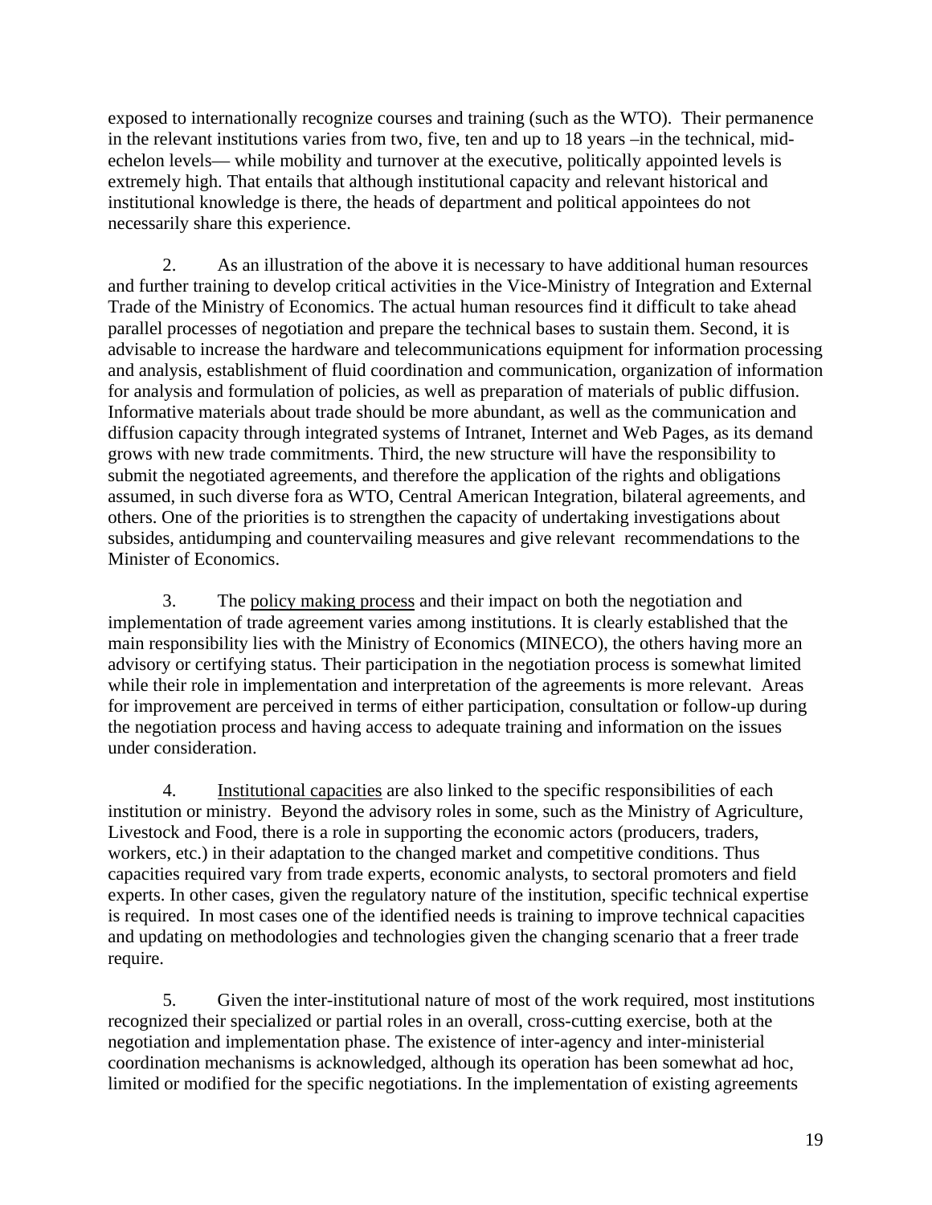exposed to internationally recognize courses and training (such as the WTO). Their permanence in the relevant institutions varies from two, five, ten and up to 18 years –in the technical, mid-echelon levels— while mobility and turnover at the executive, politically appointed levels is extremely high. That entails that although institutional capacity and relevant historical and institutional knowledge is there, the heads of department and political appointees do not necessarily share this experience.

2. As an illustration of the above it is necessary to have additional human resources and further training to develop critical activities in the Vice-Ministry of Integration and External Trade of the Ministry of Economics. The actual human resources find it difficult to take ahead parallel processes of negotiation and prepare the technical bases to sustain them. Second, it is advisable to increase the hardware and telecommunications equipment for information processing and analysis, establishment of fluid coordination and communication, organization of information for analysis and formulation of policies, as well as preparation of materials of public diffusion. Informative materials about trade should be more abundant, as well as the communication and diffusion capacity through integrated systems of Intranet, Internet and Web Pages, as its demand grows with new trade commitments. Third, the new structure will have the responsibility to submit the negotiated agreements, and therefore the application of the rights and obligations assumed, in such diverse fora as WTO, Central American Integration, bilateral agreements, and others. One of the priorities is to strengthen the capacity of undertaking investigations about subsides, antidumping and countervailing measures and give relevant recommendations to the Minister of Economics.

3. The policy making process and their impact on both the negotiation and implementation of trade agreement varies among institutions. It is clearly established that the main responsibility lies with the Ministry of Economics (MINECO), the others having more an advisory or certifying status. Their participation in the negotiation process is somewhat limited while their role in implementation and interpretation of the agreements is more relevant. Areas for improvement are perceived in terms of either participation, consultation or follow-up during the negotiation process and having access to adequate training and information on the issues under consideration.

4. Institutional capacities are also linked to the specific responsibilities of each institution or ministry. Beyond the advisory roles in some, such as the Ministry of Agriculture, Livestock and Food, there is a role in supporting the economic actors (producers, traders, workers, etc.) in their adaptation to the changed market and competitive conditions. Thus capacities required vary from trade experts, economic analysts, to sectoral promoters and field experts. In other cases, given the regulatory nature of the institution, specific technical expertise is required. In most cases one of the identified needs is training to improve technical capacities and updating on methodologies and technologies given the changing scenario that a freer trade require.

5. Given the inter-institutional nature of most of the work required, most institutions recognized their specialized or partial roles in an overall, cross-cutting exercise, both at the negotiation and implementation phase. The existence of inter-agency and inter-ministerial coordination mechanisms is acknowledged, although its operation has been somewhat ad hoc, limited or modified for the specific negotiations. In the implementation of existing agreements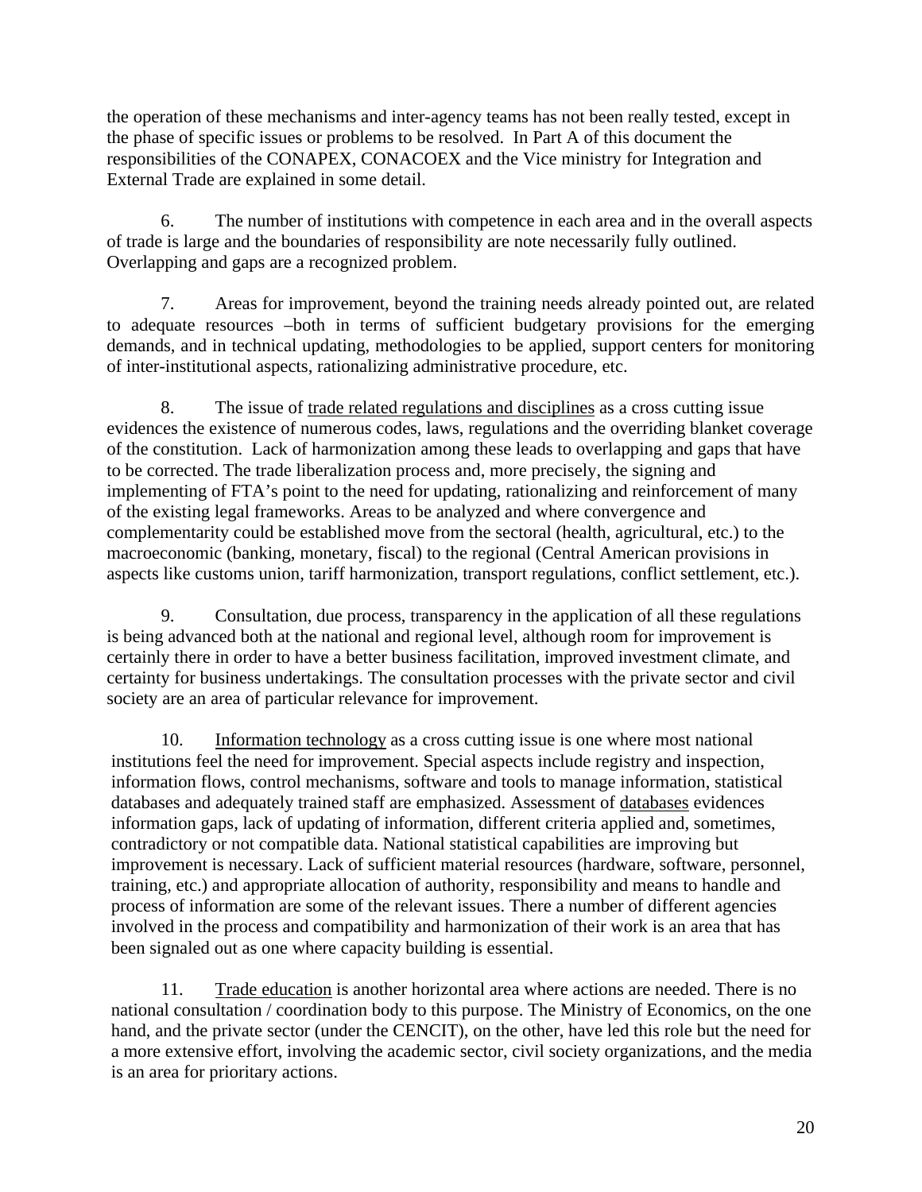the operation of these mechanisms and inter-agency teams has not been really tested, except in the phase of specific issues or problems to be resolved. In Part A of this document the responsibilities of the CONAPEX, CONACOEX and the Vice ministry for Integration and External Trade are explained in some detail.

6. The number of institutions with competence in each area and in the overall aspects of trade is large and the boundaries of responsibility are note necessarily fully outlined. Overlapping and gaps are a recognized problem.

7. Areas for improvement, beyond the training needs already pointed out, are related to adequate resources –both in terms of sufficient budgetary provisions for the emerging demands, and in technical updating, methodologies to be applied, support centers for monitoring of inter-institutional aspects, rationalizing administrative procedure, etc.

8. The issue of <u>trade related regulations and disciplines</u> as a cross cutting issue evidences the existence of numerous codes, laws, regulations and the overriding blanket coverage of the constitution. Lack of harmonization among these leads to overlapping and gaps that have to be corrected. The trade liberalization process and, more precisely, the signing and implementing of FTA's point to the need for updating, rationalizing and reinforcement of many of the existing legal frameworks. Areas to be analyzed and where convergence and complementarity could be established move from the sectoral (health, agricultural, etc.) to the macroeconomic (banking, monetary, fiscal) to the regional (Central American provisions in aspects like customs union, tariff harmonization, transport regulations, conflict settlement, etc.).

9. Consultation, due process, transparency in the application of all these regulations is being advanced both at the national and regional level, although room for improvement is certainly there in order to have a better business facilitation, improved investment climate, and certainty for business undertakings. The consultation processes with the private sector and civil society are an area of particular relevance for improvement.

10. <u>Information technology</u> as a cross cutting issue is one where most national institutions feel the need for improvement. Special aspects include registry and inspection, information flows, control mechanisms, software and tools to manage information, statistical databases and adequately trained staff are emphasized. Assessment of <u>databases</u> evidences information gaps, lack of updating of information, different criteria applied and, sometimes, contradictory or not compatible data. National statistical capabilities are improving but improvement is necessary. Lack of sufficient material resources (hardware, software, personnel, training, etc.) and appropriate allocation of authority, responsibility and means to handle and process of information are some of the relevant issues. There a number of different agencies involved in the process and compatibility and harmonization of their work is an area that has been signaled out as one where capacity building is essential.

11. <u>Trade education</u> is another horizontal area where actions are needed. There is no national consultation / coordination body to this purpose. The Ministry of Economics, on the one hand, and the private sector (under the CENCIT), on the other, have led this role but the need for a more extensive effort, involving the academic sector, civil society organizations, and the media is an area for prioritary actions.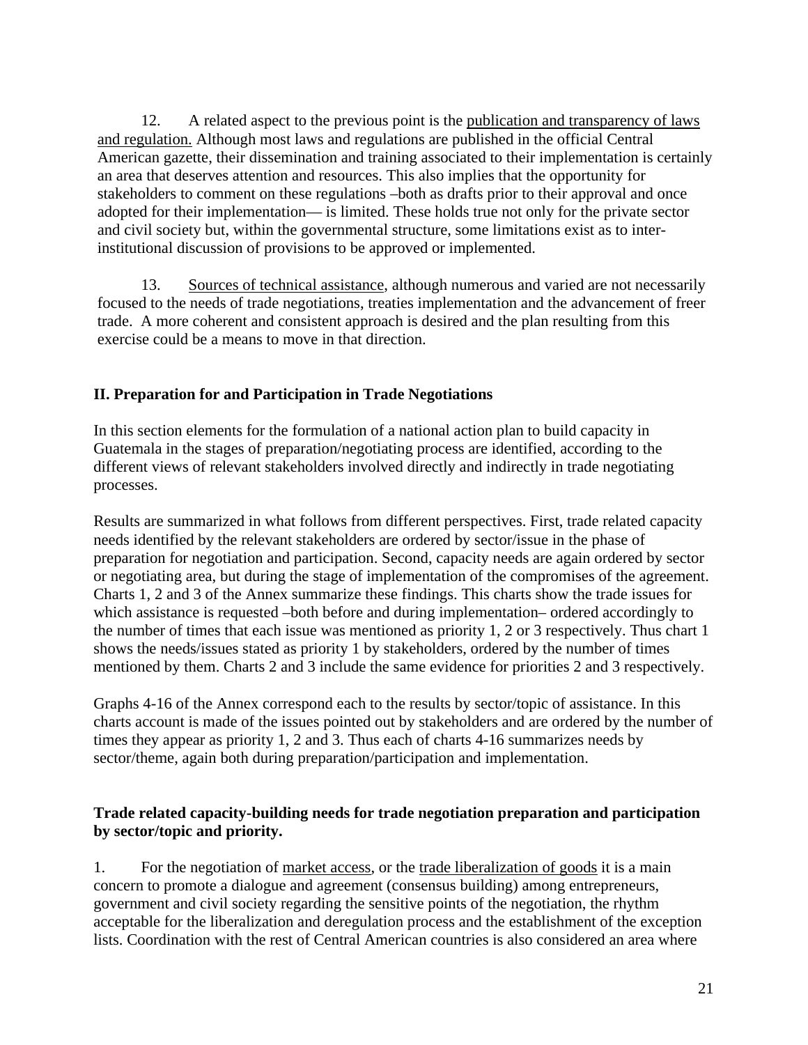12. A related aspect to the previous point is the publication and transparency of laws and regulation. Although most laws and regulations are published in the official Central American gazette, their dissemination and training associated to their implementation is certainly an area that deserves attention and resources. This also implies that the opportunity for stakeholders to comment on these regulations –both as drafts prior to their approval and once adopted for their implementation— is limited. These holds true not only for the private sector and civil society but, within the governmental structure, some limitations exist as to inter-institutional discussion of provisions to be approved or implemented.

13. Sources of technical assistance, although numerous and varied are not necessarily focused to the needs of trade negotiations, treaties implementation and the advancement of freer trade. A more coherent and consistent approach is desired and the plan resulting from this exercise could be a means to move in that direction.

## II. Preparation for and Participation in Trade Negotiations

In this section elements for the formulation of a national action plan to build capacity in Guatemala in the stages of preparation/negotiating process are identified, according to the different views of relevant stakeholders involved directly and indirectly in trade negotiating processes.

Results are summarized in what follows from different perspectives. First, trade related capacity needs identified by the relevant stakeholders are ordered by sector/issue in the phase of preparation for negotiation and participation. Second, capacity needs are again ordered by sector or negotiating area, but during the stage of implementation of the compromises of the agreement. Charts 1, 2 and 3 of the Annex summarize these findings. This charts show the trade issues for which assistance is requested –both before and during implementation– ordered accordingly to the number of times that each issue was mentioned as priority 1, 2 or 3 respectively. Thus chart 1 shows the needs/issues stated as priority 1 by stakeholders, ordered by the number of times mentioned by them. Charts 2 and 3 include the same evidence for priorities 2 and 3 respectively.

Graphs 4-16 of the Annex correspond each to the results by sector/topic of assistance. In this charts account is made of the issues pointed out by stakeholders and are ordered by the number of times they appear as priority 1, 2 and 3. Thus each of charts 4-16 summarizes needs by sector/theme, again both during preparation/participation and implementation.

### Trade related capacity-building needs for trade negotiation preparation and participation by sector/topic and priority.

1. For the negotiation of market access, or the trade liberalization of goods it is a main concern to promote a dialogue and agreement (consensus building) among entrepreneurs, government and civil society regarding the sensitive points of the negotiation, the rhythm acceptable for the liberalization and deregulation process and the establishment of the exception lists. Coordination with the rest of Central American countries is also considered an area where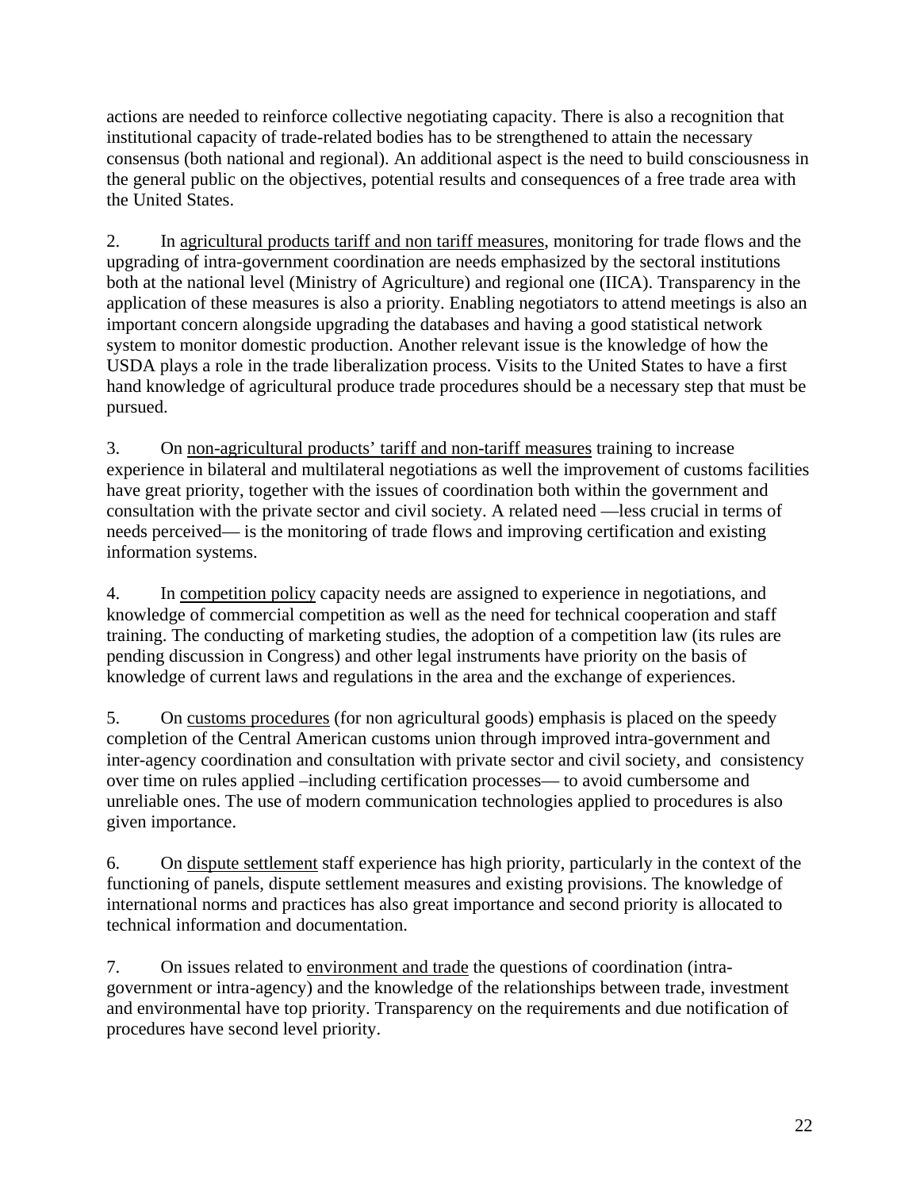actions are needed to reinforce collective negotiating capacity. There is also a recognition that institutional capacity of trade-related bodies has to be strengthened to attain the necessary consensus (both national and regional). An additional aspect is the need to build consciousness in the general public on the objectives, potential results and consequences of a free trade area with the United States.

2. In <u>agricultural products tariff and non tariff measures</u>, monitoring for trade flows and the upgrading of intra-government coordination are needs emphasized by the sectoral institutions both at the national level (Ministry of Agriculture) and regional one (IICA). Transparency in the application of these measures is also a priority. Enabling negotiators to attend meetings is also an important concern alongside upgrading the databases and having a good statistical network system to monitor domestic production. Another relevant issue is the knowledge of how the USDA plays a role in the trade liberalization process. Visits to the United States to have a first hand knowledge of agricultural produce trade procedures should be a necessary step that must be pursued.

3. On <u>non-agricultural products' tariff and non-tariff measures</u> training to increase experience in bilateral and multilateral negotiations as well the improvement of customs facilities have great priority, together with the issues of coordination both within the government and consultation with the private sector and civil society. A related need —less crucial in terms of needs perceived— is the monitoring of trade flows and improving certification and existing information systems.

4. In <u>competition policy</u> capacity needs are assigned to experience in negotiations, and knowledge of commercial competition as well as the need for technical cooperation and staff training. The conducting of marketing studies, the adoption of a competition law (its rules are pending discussion in Congress) and other legal instruments have priority on the basis of knowledge of current laws and regulations in the area and the exchange of experiences.

5. On <u>customs procedures</u> (for non agricultural goods) emphasis is placed on the speedy completion of the Central American customs union through improved intra-government and inter-agency coordination and consultation with private sector and civil society, and consistency over time on rules applied –including certification processes— to avoid cumbersome and unreliable ones. The use of modern communication technologies applied to procedures is also given importance.

6. On <u>dispute settlement</u> staff experience has high priority, particularly in the context of the functioning of panels, dispute settlement measures and existing provisions. The knowledge of international norms and practices has also great importance and second priority is allocated to technical information and documentation.

7. On issues related to <u>environment and trade</u> the questions of coordination (intra-government or intra-agency) and the knowledge of the relationships between trade, investment and environmental have top priority. Transparency on the requirements and due notification of procedures have second level priority.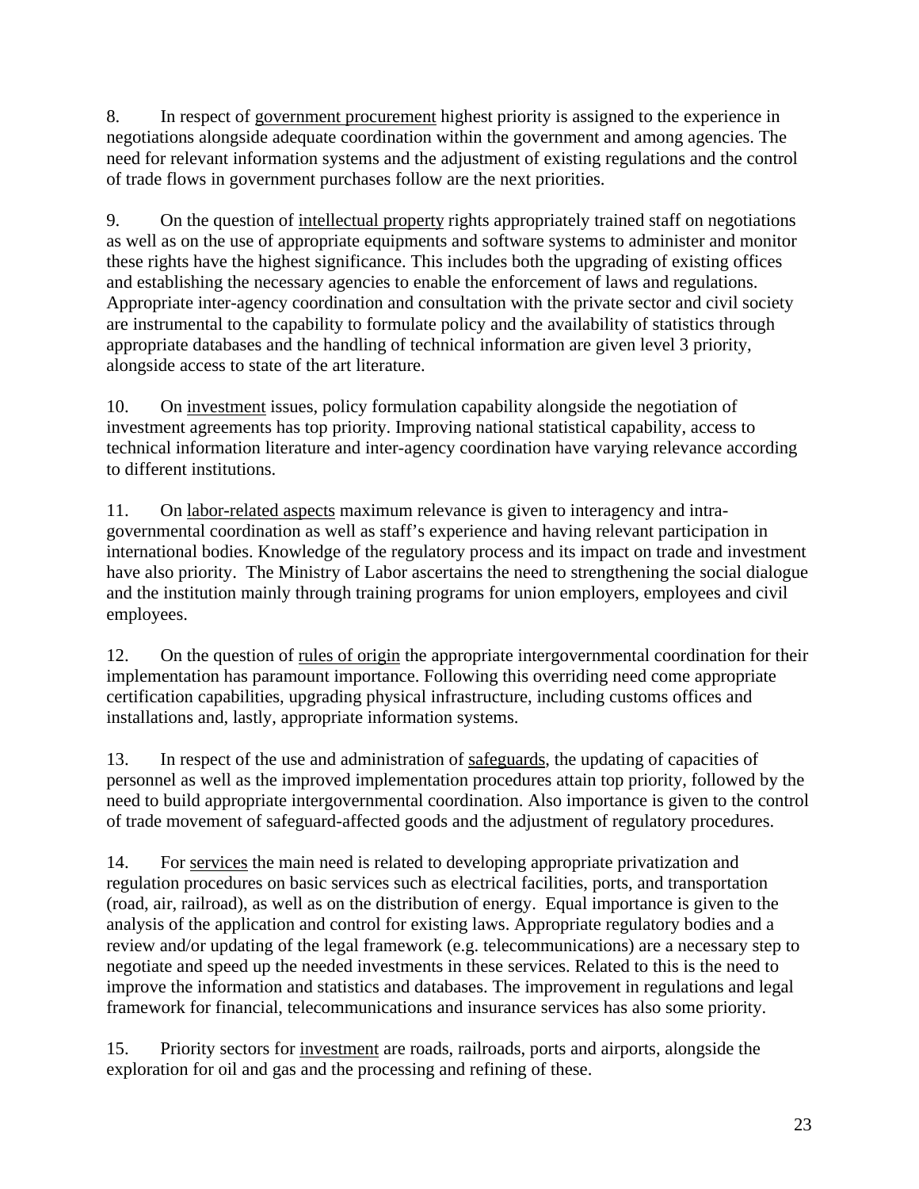8. In respect of <u>government procurement</u> highest priority is assigned to the experience in negotiations alongside adequate coordination within the government and among agencies. The need for relevant information systems and the adjustment of existing regulations and the control of trade flows in government purchases follow are the next priorities.

9. On the question of <u>intellectual property</u> rights appropriately trained staff on negotiations as well as on the use of appropriate equipments and software systems to administer and monitor these rights have the highest significance. This includes both the upgrading of existing offices and establishing the necessary agencies to enable the enforcement of laws and regulations. Appropriate inter-agency coordination and consultation with the private sector and civil society are instrumental to the capability to formulate policy and the availability of statistics through appropriate databases and the handling of technical information are given level 3 priority, alongside access to state of the art literature.

10. On <u>investment</u> issues, policy formulation capability alongside the negotiation of investment agreements has top priority. Improving national statistical capability, access to technical information literature and inter-agency coordination have varying relevance according to different institutions.

11. On <u>labor-related aspects</u> maximum relevance is given to interagency and intra-governmental coordination as well as staff's experience and having relevant participation in international bodies. Knowledge of the regulatory process and its impact on trade and investment have also priority. The Ministry of Labor ascertains the need to strengthening the social dialogue and the institution mainly through training programs for union employers, employees and civil employees.

12. On the question of <u>rules of origin</u> the appropriate intergovernmental coordination for their implementation has paramount importance. Following this overriding need come appropriate certification capabilities, upgrading physical infrastructure, including customs offices and installations and, lastly, appropriate information systems.

13. In respect of the use and administration of <u>safeguards</u>, the updating of capacities of personnel as well as the improved implementation procedures attain top priority, followed by the need to build appropriate intergovernmental coordination. Also importance is given to the control of trade movement of safeguard-affected goods and the adjustment of regulatory procedures.

14. For <u>services</u> the main need is related to developing appropriate privatization and regulation procedures on basic services such as electrical facilities, ports, and transportation (road, air, railroad), as well as on the distribution of energy. Equal importance is given to the analysis of the application and control for existing laws. Appropriate regulatory bodies and a review and/or updating of the legal framework (e.g. telecommunications) are a necessary step to negotiate and speed up the needed investments in these services. Related to this is the need to improve the information and statistics and databases. The improvement in regulations and legal framework for financial, telecommunications and insurance services has also some priority.

15. Priority sectors for <u>investment</u> are roads, railroads, ports and airports, alongside the exploration for oil and gas and the processing and refining of these.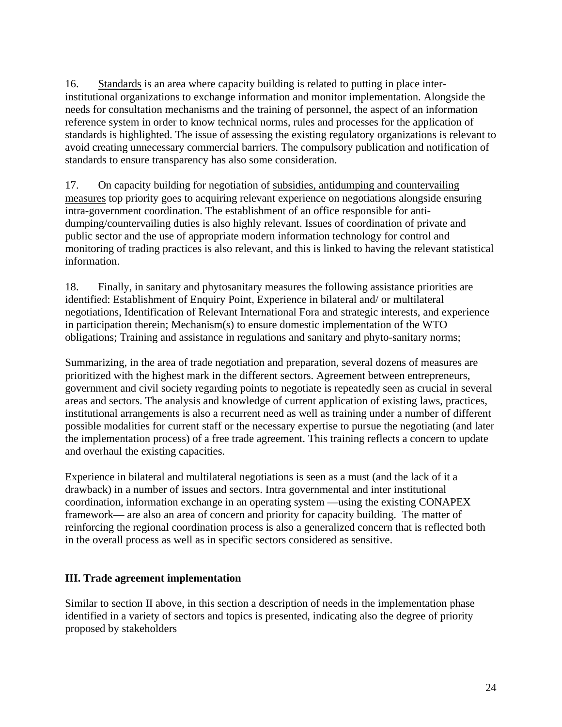16. Standards is an area where capacity building is related to putting in place inter-institutional organizations to exchange information and monitor implementation. Alongside the needs for consultation mechanisms and the training of personnel, the aspect of an information reference system in order to know technical norms, rules and processes for the application of standards is highlighted. The issue of assessing the existing regulatory organizations is relevant to avoid creating unnecessary commercial barriers. The compulsory publication and notification of standards to ensure transparency has also some consideration.

17. On capacity building for negotiation of subsidies, antidumping and countervailing measures top priority goes to acquiring relevant experience on negotiations alongside ensuring intra-government coordination. The establishment of an office responsible for anti-dumping/countervailing duties is also highly relevant. Issues of coordination of private and public sector and the use of appropriate modern information technology for control and monitoring of trading practices is also relevant, and this is linked to having the relevant statistical information.

18. Finally, in sanitary and phytosanitary measures the following assistance priorities are identified: Establishment of Enquiry Point, Experience in bilateral and/ or multilateral negotiations, Identification of Relevant International Fora and strategic interests, and experience in participation therein; Mechanism(s) to ensure domestic implementation of the WTO obligations; Training and assistance in regulations and sanitary and phyto-sanitary norms;

Summarizing, in the area of trade negotiation and preparation, several dozens of measures are prioritized with the highest mark in the different sectors. Agreement between entrepreneurs, government and civil society regarding points to negotiate is repeatedly seen as crucial in several areas and sectors. The analysis and knowledge of current application of existing laws, practices, institutional arrangements is also a recurrent need as well as training under a number of different possible modalities for current staff or the necessary expertise to pursue the negotiating (and later the implementation process) of a free trade agreement. This training reflects a concern to update and overhaul the existing capacities.

Experience in bilateral and multilateral negotiations is seen as a must (and the lack of it a drawback) in a number of issues and sectors. Intra governmental and inter institutional coordination, information exchange in an operating system —using the existing CONAPEX framework— are also an area of concern and priority for capacity building. The matter of reinforcing the regional coordination process is also a generalized concern that is reflected both in the overall process as well as in specific sectors considered as sensitive.

## III. Trade agreement implementation

Similar to section II above, in this section a description of needs in the implementation phase identified in a variety of sectors and topics is presented, indicating also the degree of priority proposed by stakeholders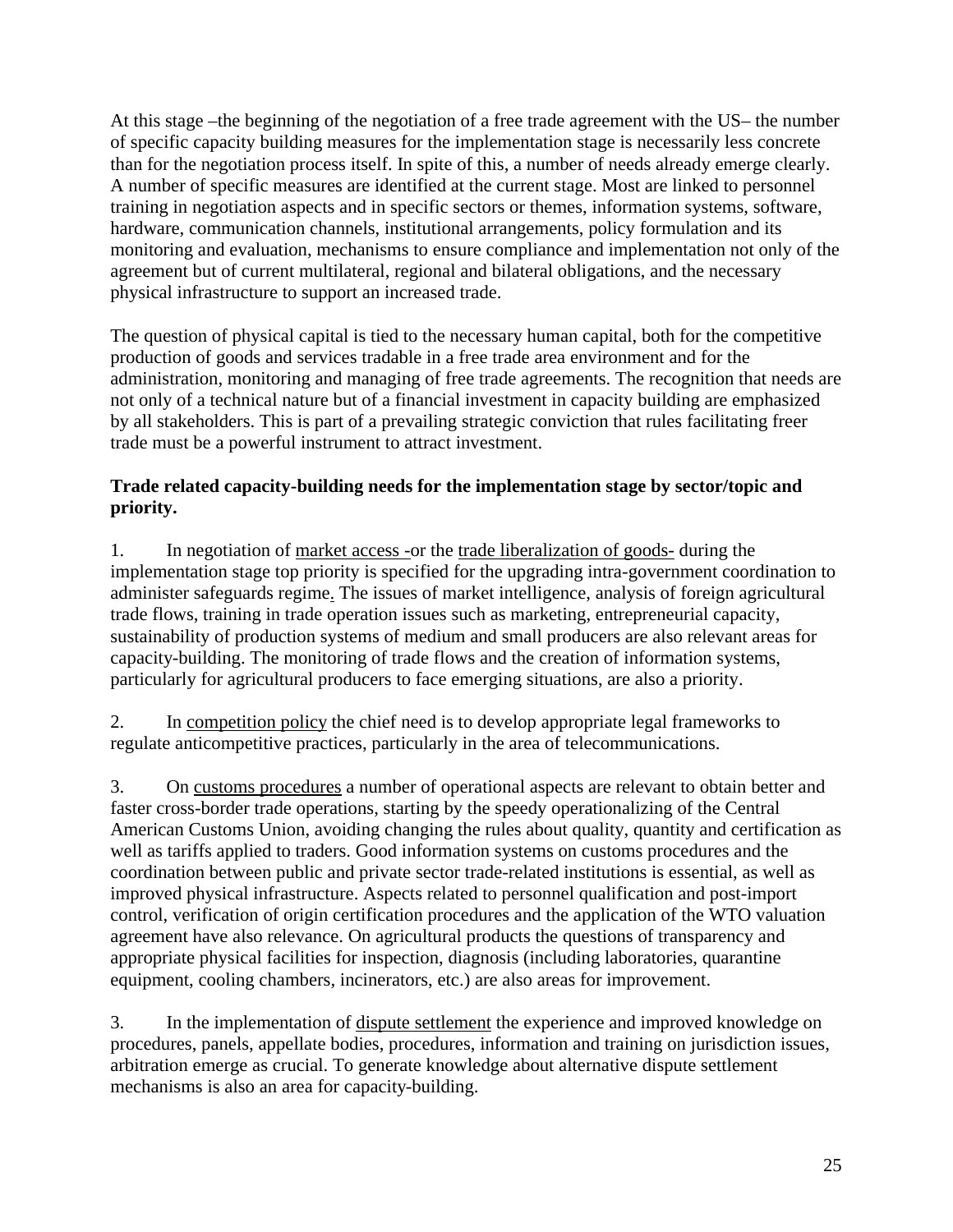At this stage –the beginning of the negotiation of a free trade agreement with the US– the number of specific capacity building measures for the implementation stage is necessarily less concrete than for the negotiation process itself. In spite of this, a number of needs already emerge clearly. A number of specific measures are identified at the current stage. Most are linked to personnel training in negotiation aspects and in specific sectors or themes, information systems, software, hardware, communication channels, institutional arrangements, policy formulation and its monitoring and evaluation, mechanisms to ensure compliance and implementation not only of the agreement but of current multilateral, regional and bilateral obligations, and the necessary physical infrastructure to support an increased trade.

The question of physical capital is tied to the necessary human capital, both for the competitive production of goods and services tradable in a free trade area environment and for the administration, monitoring and managing of free trade agreements. The recognition that needs are not only of a technical nature but of a financial investment in capacity building are emphasized by all stakeholders. This is part of a prevailing strategic conviction that rules facilitating freer trade must be a powerful instrument to attract investment.

**Trade related capacity-building needs for the implementation stage by sector/topic and priority.**

1. In negotiation of market access -or the trade liberalization of goods- during the implementation stage top priority is specified for the upgrading intra-government coordination to administer safeguards regime. The issues of market intelligence, analysis of foreign agricultural trade flows, training in trade operation issues such as marketing, entrepreneurial capacity, sustainability of production systems of medium and small producers are also relevant areas for capacity-building. The monitoring of trade flows and the creation of information systems, particularly for agricultural producers to face emerging situations, are also a priority.

2. In competition policy the chief need is to develop appropriate legal frameworks to regulate anticompetitive practices, particularly in the area of telecommunications.

3. On customs procedures a number of operational aspects are relevant to obtain better and faster cross-border trade operations, starting by the speedy operationalizing of the Central American Customs Union, avoiding changing the rules about quality, quantity and certification as well as tariffs applied to traders. Good information systems on customs procedures and the coordination between public and private sector trade-related institutions is essential, as well as improved physical infrastructure. Aspects related to personnel qualification and post-import control, verification of origin certification procedures and the application of the WTO valuation agreement have also relevance. On agricultural products the questions of transparency and appropriate physical facilities for inspection, diagnosis (including laboratories, quarantine equipment, cooling chambers, incinerators, etc.) are also areas for improvement.

3. In the implementation of dispute settlement the experience and improved knowledge on procedures, panels, appellate bodies, procedures, information and training on jurisdiction issues, arbitration emerge as crucial. To generate knowledge about alternative dispute settlement mechanisms is also an area for capacity-building.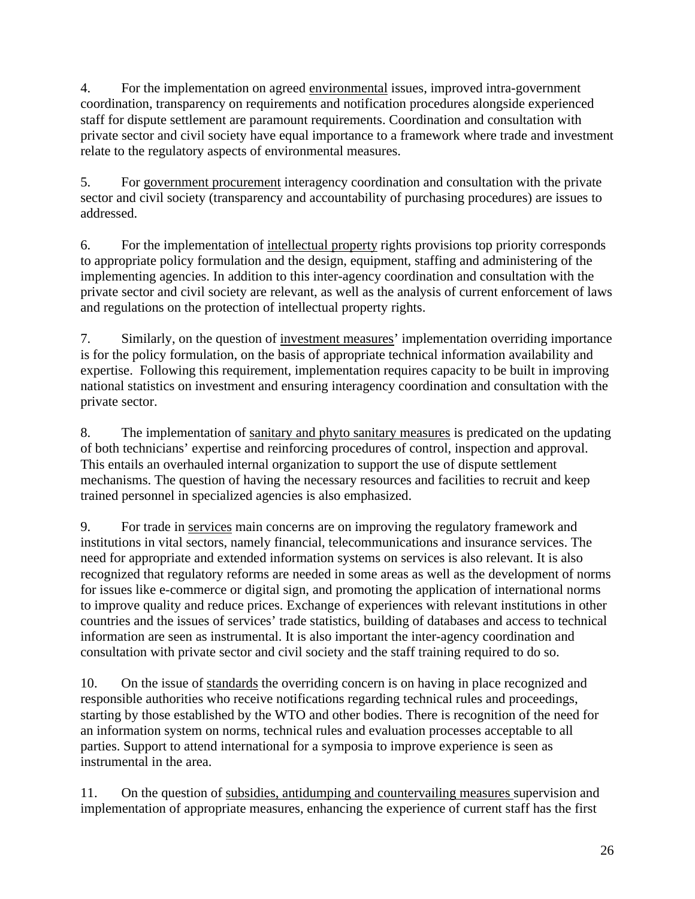4. For the implementation on agreed environmental issues, improved intra-government coordination, transparency on requirements and notification procedures alongside experienced staff for dispute settlement are paramount requirements. Coordination and consultation with private sector and civil society have equal importance to a framework where trade and investment relate to the regulatory aspects of environmental measures.

5. For government procurement interagency coordination and consultation with the private sector and civil society (transparency and accountability of purchasing procedures) are issues to addressed.

6. For the implementation of intellectual property rights provisions top priority corresponds to appropriate policy formulation and the design, equipment, staffing and administering of the implementing agencies. In addition to this inter-agency coordination and consultation with the private sector and civil society are relevant, as well as the analysis of current enforcement of laws and regulations on the protection of intellectual property rights.

7. Similarly, on the question of investment measures' implementation overriding importance is for the policy formulation, on the basis of appropriate technical information availability and expertise. Following this requirement, implementation requires capacity to be built in improving national statistics on investment and ensuring interagency coordination and consultation with the private sector.

8. The implementation of sanitary and phyto sanitary measures is predicated on the updating of both technicians' expertise and reinforcing procedures of control, inspection and approval. This entails an overhauled internal organization to support the use of dispute settlement mechanisms. The question of having the necessary resources and facilities to recruit and keep trained personnel in specialized agencies is also emphasized.

9. For trade in services main concerns are on improving the regulatory framework and institutions in vital sectors, namely financial, telecommunications and insurance services. The need for appropriate and extended information systems on services is also relevant. It is also recognized that regulatory reforms are needed in some areas as well as the development of norms for issues like e-commerce or digital sign, and promoting the application of international norms to improve quality and reduce prices. Exchange of experiences with relevant institutions in other countries and the issues of services' trade statistics, building of databases and access to technical information are seen as instrumental. It is also important the inter-agency coordination and consultation with private sector and civil society and the staff training required to do so.

10. On the issue of standards the overriding concern is on having in place recognized and responsible authorities who receive notifications regarding technical rules and proceedings, starting by those established by the WTO and other bodies. There is recognition of the need for an information system on norms, technical rules and evaluation processes acceptable to all parties. Support to attend international for a symposia to improve experience is seen as instrumental in the area.

11. On the question of subsidies, antidumping and countervailing measures supervision and implementation of appropriate measures, enhancing the experience of current staff has the first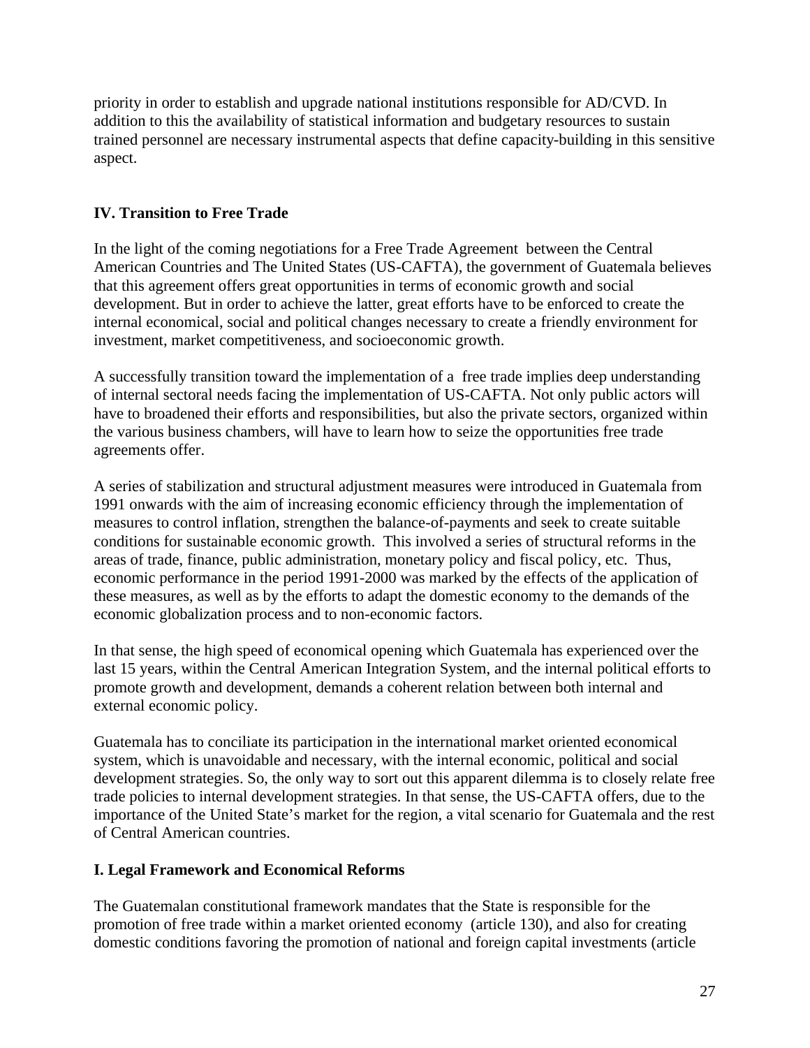priority in order to establish and upgrade national institutions responsible for AD/CVD. In addition to this the availability of statistical information and budgetary resources to sustain trained personnel are necessary instrumental aspects that define capacity-building in this sensitive aspect.

## IV. Transition to Free Trade

In the light of the coming negotiations for a Free Trade Agreement between the Central American Countries and The United States (US-CAFTA), the government of Guatemala believes that this agreement offers great opportunities in terms of economic growth and social development. But in order to achieve the latter, great efforts have to be enforced to create the internal economical, social and political changes necessary to create a friendly environment for investment, market competitiveness, and socioeconomic growth.

A successfully transition toward the implementation of a free trade implies deep understanding of internal sectoral needs facing the implementation of US-CAFTA. Not only public actors will have to broadened their efforts and responsibilities, but also the private sectors, organized within the various business chambers, will have to learn how to seize the opportunities free trade agreements offer.

A series of stabilization and structural adjustment measures were introduced in Guatemala from 1991 onwards with the aim of increasing economic efficiency through the implementation of measures to control inflation, strengthen the balance-of-payments and seek to create suitable conditions for sustainable economic growth. This involved a series of structural reforms in the areas of trade, finance, public administration, monetary policy and fiscal policy, etc. Thus, economic performance in the period 1991-2000 was marked by the effects of the application of these measures, as well as by the efforts to adapt the domestic economy to the demands of the economic globalization process and to non-economic factors.

In that sense, the high speed of economical opening which Guatemala has experienced over the last 15 years, within the Central American Integration System, and the internal political efforts to promote growth and development, demands a coherent relation between both internal and external economic policy.

Guatemala has to conciliate its participation in the international market oriented economical system, which is unavoidable and necessary, with the internal economic, political and social development strategies. So, the only way to sort out this apparent dilemma is to closely relate free trade policies to internal development strategies. In that sense, the US-CAFTA offers, due to the importance of the United State's market for the region, a vital scenario for Guatemala and the rest of Central American countries.

### I. Legal Framework and Economical Reforms

The Guatemalan constitutional framework mandates that the State is responsible for the promotion of free trade within a market oriented economy (article 130), and also for creating domestic conditions favoring the promotion of national and foreign capital investments (article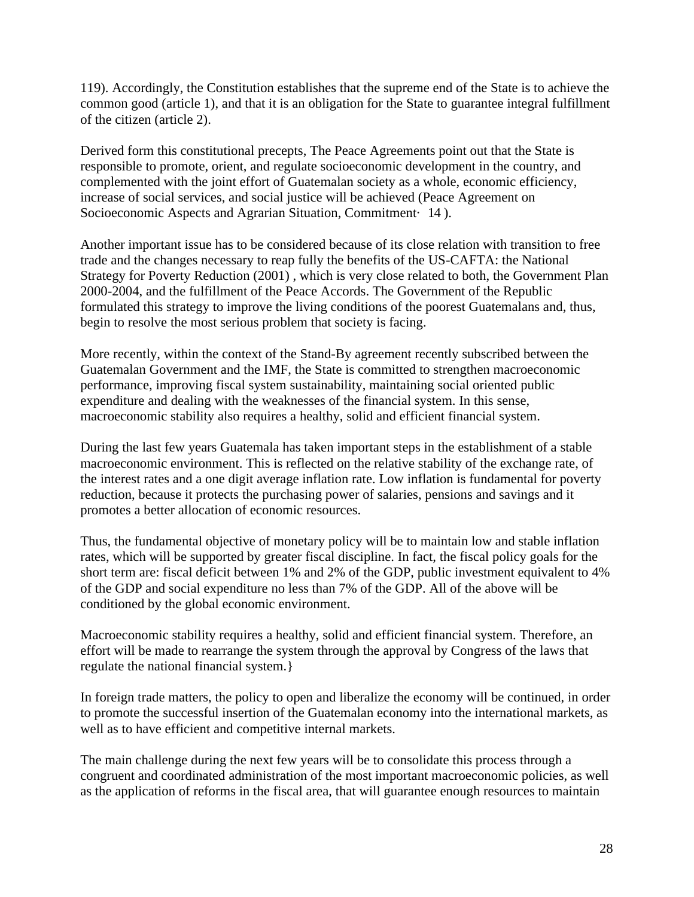119). Accordingly, the Constitution establishes that the supreme end of the State is to achieve the common good (article 1), and that it is an obligation for the State to guarantee integral fulfillment of the citizen (article 2).

Derived form this constitutional precepts, The Peace Agreements point out that the State is responsible to promote, orient, and regulate socioeconomic development in the country, and complemented with the joint effort of Guatemalan society as a whole, economic efficiency, increase of social services, and social justice will be achieved (Peace Agreement on Socioeconomic Aspects and Agrarian Situation, Commitment· 14 ).

Another important issue has to be considered because of its close relation with transition to free trade and the changes necessary to reap fully the benefits of the US-CAFTA: the National Strategy for Poverty Reduction (2001) , which is very close related to both, the Government Plan 2000-2004, and the fulfillment of the Peace Accords. The Government of the Republic formulated this strategy to improve the living conditions of the poorest Guatemalans and, thus, begin to resolve the most serious problem that society is facing.

More recently, within the context of the Stand-By agreement recently subscribed between the Guatemalan Government and the IMF, the State is committed to strengthen macroeconomic performance, improving fiscal system sustainability, maintaining social oriented public expenditure and dealing with the weaknesses of the financial system. In this sense, macroeconomic stability also requires a healthy, solid and efficient financial system.

During the last few years Guatemala has taken important steps in the establishment of a stable macroeconomic environment. This is reflected on the relative stability of the exchange rate, of the interest rates and a one digit average inflation rate. Low inflation is fundamental for poverty reduction, because it protects the purchasing power of salaries, pensions and savings and it promotes a better allocation of economic resources.

Thus, the fundamental objective of monetary policy will be to maintain low and stable inflation rates, which will be supported by greater fiscal discipline. In fact, the fiscal policy goals for the short term are: fiscal deficit between 1% and 2% of the GDP, public investment equivalent to 4% of the GDP and social expenditure no less than 7% of the GDP. All of the above will be conditioned by the global economic environment.

Macroeconomic stability requires a healthy, solid and efficient financial system. Therefore, an effort will be made to rearrange the system through the approval by Congress of the laws that regulate the national financial system.}

In foreign trade matters, the policy to open and liberalize the economy will be continued, in order to promote the successful insertion of the Guatemalan economy into the international markets, as well as to have efficient and competitive internal markets.

The main challenge during the next few years will be to consolidate this process through a congruent and coordinated administration of the most important macroeconomic policies, as well as the application of reforms in the fiscal area, that will guarantee enough resources to maintain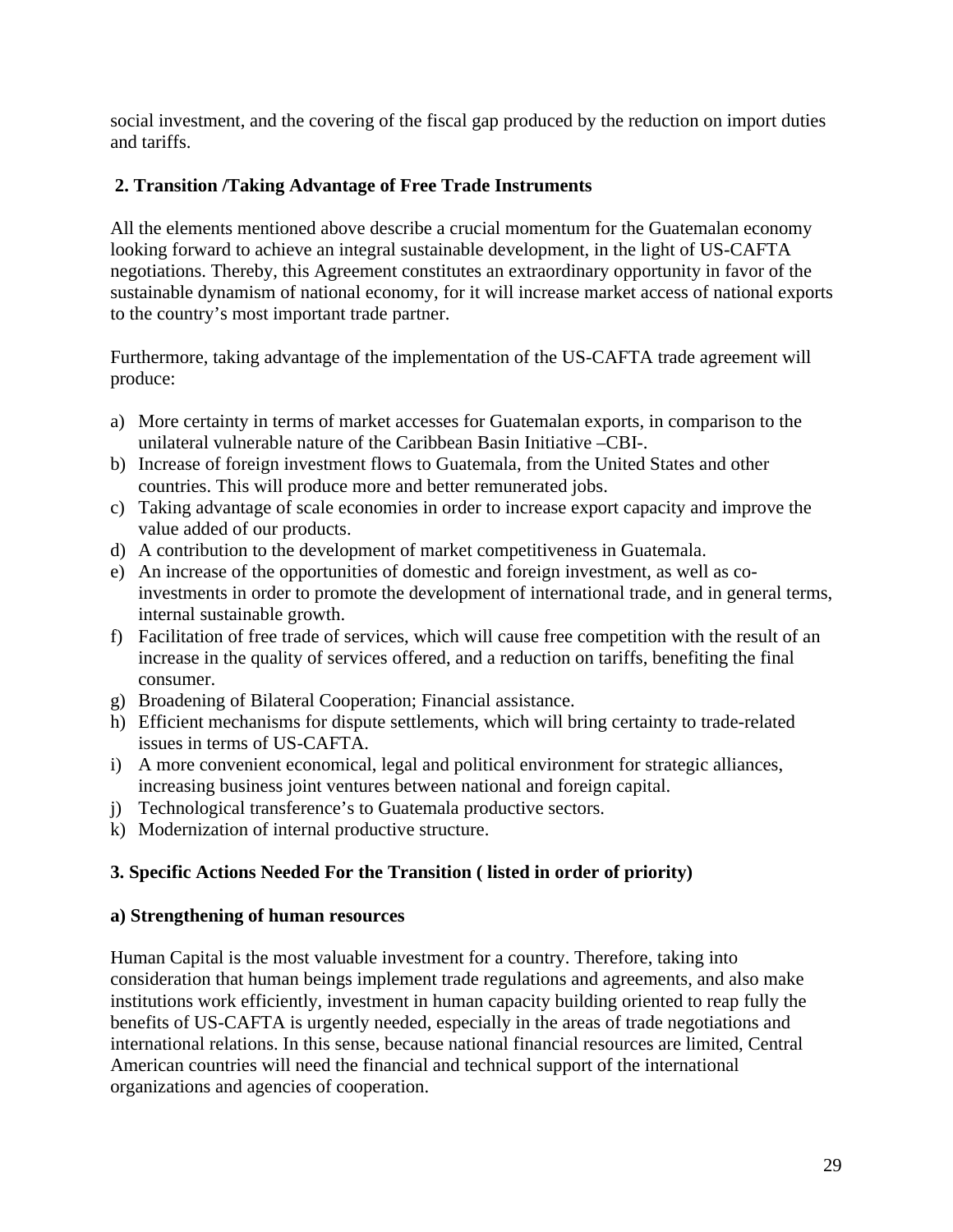social investment, and the covering of the fiscal gap produced by the reduction on import duties and tariffs.

## 2. Transition /Taking Advantage of Free Trade Instruments

All the elements mentioned above describe a crucial momentum for the Guatemalan economy looking forward to achieve an integral sustainable development, in the light of US-CAFTA negotiations. Thereby, this Agreement constitutes an extraordinary opportunity in favor of the sustainable dynamism of national economy, for it will increase market access of national exports to the country's most important trade partner.

Furthermore, taking advantage of the implementation of the US-CAFTA trade agreement will produce:

a) More certainty in terms of market accesses for Guatemalan exports, in comparison to the unilateral vulnerable nature of the Caribbean Basin Initiative –CBI-.
b) Increase of foreign investment flows to Guatemala, from the United States and other countries. This will produce more and better remunerated jobs.
c) Taking advantage of scale economies in order to increase export capacity and improve the value added of our products.
d) A contribution to the development of market competitiveness in Guatemala.
e) An increase of the opportunities of domestic and foreign investment, as well as co-investments in order to promote the development of international trade, and in general terms, internal sustainable growth.
f) Facilitation of free trade of services, which will cause free competition with the result of an increase in the quality of services offered, and a reduction on tariffs, benefiting the final consumer.
g) Broadening of Bilateral Cooperation; Financial assistance.
h) Efficient mechanisms for dispute settlements, which will bring certainty to trade-related issues in terms of US-CAFTA.
i) A more convenient economical, legal and political environment for strategic alliances, increasing business joint ventures between national and foreign capital.
j) Technological transference's to Guatemala productive sectors.
k) Modernization of internal productive structure.

## 3. Specific Actions Needed For the Transition ( listed in order of priority)

### a) Strengthening of human resources

Human Capital is the most valuable investment for a country. Therefore, taking into consideration that human beings implement trade regulations and agreements, and also make institutions work efficiently, investment in human capacity building oriented to reap fully the benefits of US-CAFTA is urgently needed, especially in the areas of trade negotiations and international relations. In this sense, because national financial resources are limited, Central American countries will need the financial and technical support of the international organizations and agencies of cooperation.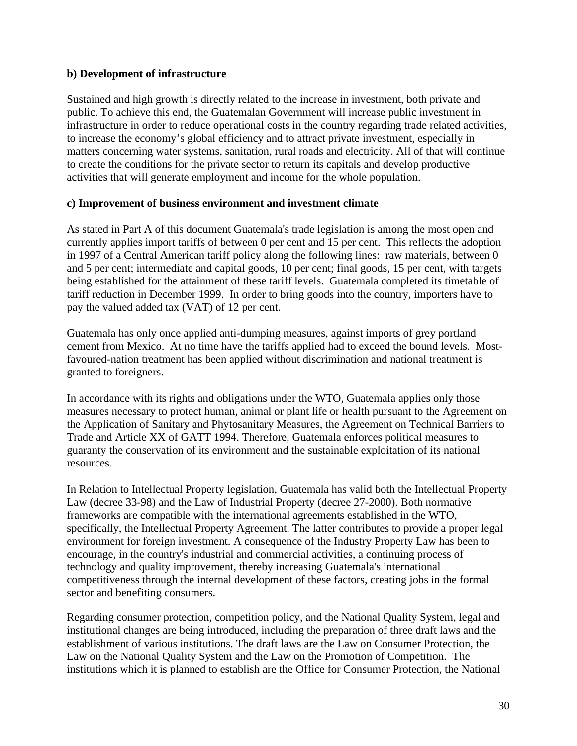**b) Development of infrastructure**

Sustained and high growth is directly related to the increase in investment, both private and public. To achieve this end, the Guatemalan Government will increase public investment in infrastructure in order to reduce operational costs in the country regarding trade related activities, to increase the economy's global efficiency and to attract private investment, especially in matters concerning water systems, sanitation, rural roads and electricity. All of that will continue to create the conditions for the private sector to return its capitals and develop productive activities that will generate employment and income for the whole population.

**c) Improvement of business environment and investment climate**

As stated in Part A of this document Guatemala's trade legislation is among the most open and currently applies import tariffs of between 0 per cent and 15 per cent. This reflects the adoption in 1997 of a Central American tariff policy along the following lines: raw materials, between 0 and 5 per cent; intermediate and capital goods, 10 per cent; final goods, 15 per cent, with targets being established for the attainment of these tariff levels. Guatemala completed its timetable of tariff reduction in December 1999. In order to bring goods into the country, importers have to pay the valued added tax (VAT) of 12 per cent.

Guatemala has only once applied anti-dumping measures, against imports of grey portland cement from Mexico. At no time have the tariffs applied had to exceed the bound levels. Most-favoured-nation treatment has been applied without discrimination and national treatment is granted to foreigners.

In accordance with its rights and obligations under the WTO, Guatemala applies only those measures necessary to protect human, animal or plant life or health pursuant to the Agreement on the Application of Sanitary and Phytosanitary Measures, the Agreement on Technical Barriers to Trade and Article XX of GATT 1994. Therefore, Guatemala enforces political measures to guaranty the conservation of its environment and the sustainable exploitation of its national resources.

In Relation to Intellectual Property legislation, Guatemala has valid both the Intellectual Property Law (decree 33-98) and the Law of Industrial Property (decree 27-2000). Both normative frameworks are compatible with the international agreements established in the WTO, specifically, the Intellectual Property Agreement. The latter contributes to provide a proper legal environment for foreign investment. A consequence of the Industry Property Law has been to encourage, in the country's industrial and commercial activities, a continuing process of technology and quality improvement, thereby increasing Guatemala's international competitiveness through the internal development of these factors, creating jobs in the formal sector and benefiting consumers.

Regarding consumer protection, competition policy, and the National Quality System, legal and institutional changes are being introduced, including the preparation of three draft laws and the establishment of various institutions. The draft laws are the Law on Consumer Protection, the Law on the National Quality System and the Law on the Promotion of Competition. The institutions which it is planned to establish are the Office for Consumer Protection, the National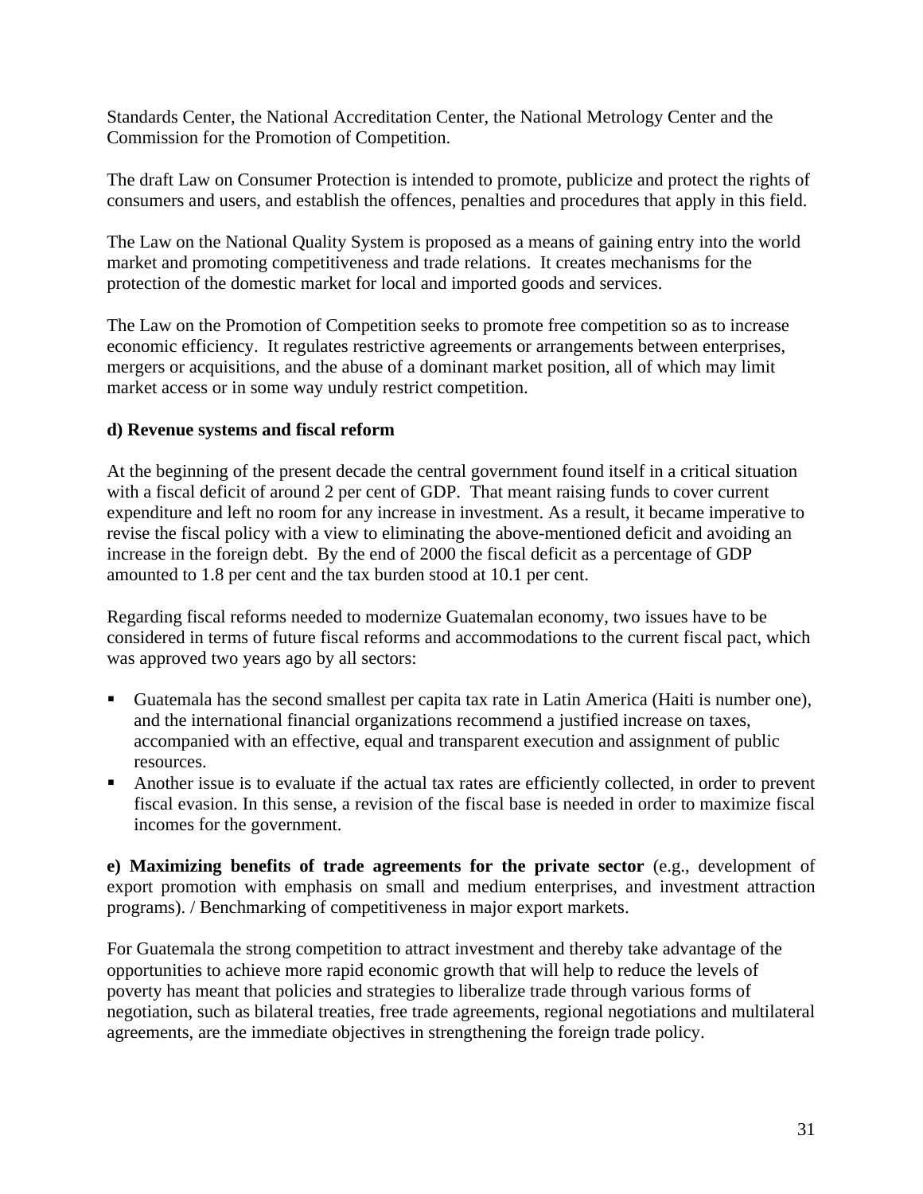Standards Center, the National Accreditation Center, the National Metrology Center and the Commission for the Promotion of Competition.

The draft Law on Consumer Protection is intended to promote, publicize and protect the rights of consumers and users, and establish the offences, penalties and procedures that apply in this field.

The Law on the National Quality System is proposed as a means of gaining entry into the world market and promoting competitiveness and trade relations. It creates mechanisms for the protection of the domestic market for local and imported goods and services.

The Law on the Promotion of Competition seeks to promote free competition so as to increase economic efficiency. It regulates restrictive agreements or arrangements between enterprises, mergers or acquisitions, and the abuse of a dominant market position, all of which may limit market access or in some way unduly restrict competition.

**d) Revenue systems and fiscal reform**

At the beginning of the present decade the central government found itself in a critical situation with a fiscal deficit of around 2 per cent of GDP. That meant raising funds to cover current expenditure and left no room for any increase in investment. As a result, it became imperative to revise the fiscal policy with a view to eliminating the above-mentioned deficit and avoiding an increase in the foreign debt. By the end of 2000 the fiscal deficit as a percentage of GDP amounted to 1.8 per cent and the tax burden stood at 10.1 per cent.

Regarding fiscal reforms needed to modernize Guatemalan economy, two issues have to be considered in terms of future fiscal reforms and accommodations to the current fiscal pact, which was approved two years ago by all sectors:

- Guatemala has the second smallest per capita tax rate in Latin America (Haiti is number one), and the international financial organizations recommend a justified increase on taxes, accompanied with an effective, equal and transparent execution and assignment of public resources.
- Another issue is to evaluate if the actual tax rates are efficiently collected, in order to prevent fiscal evasion. In this sense, a revision of the fiscal base is needed in order to maximize fiscal incomes for the government.

**e) Maximizing benefits of trade agreements for the private sector** (e.g., development of export promotion with emphasis on small and medium enterprises, and investment attraction programs). / Benchmarking of competitiveness in major export markets.

For Guatemala the strong competition to attract investment and thereby take advantage of the opportunities to achieve more rapid economic growth that will help to reduce the levels of poverty has meant that policies and strategies to liberalize trade through various forms of negotiation, such as bilateral treaties, free trade agreements, regional negotiations and multilateral agreements, are the immediate objectives in strengthening the foreign trade policy.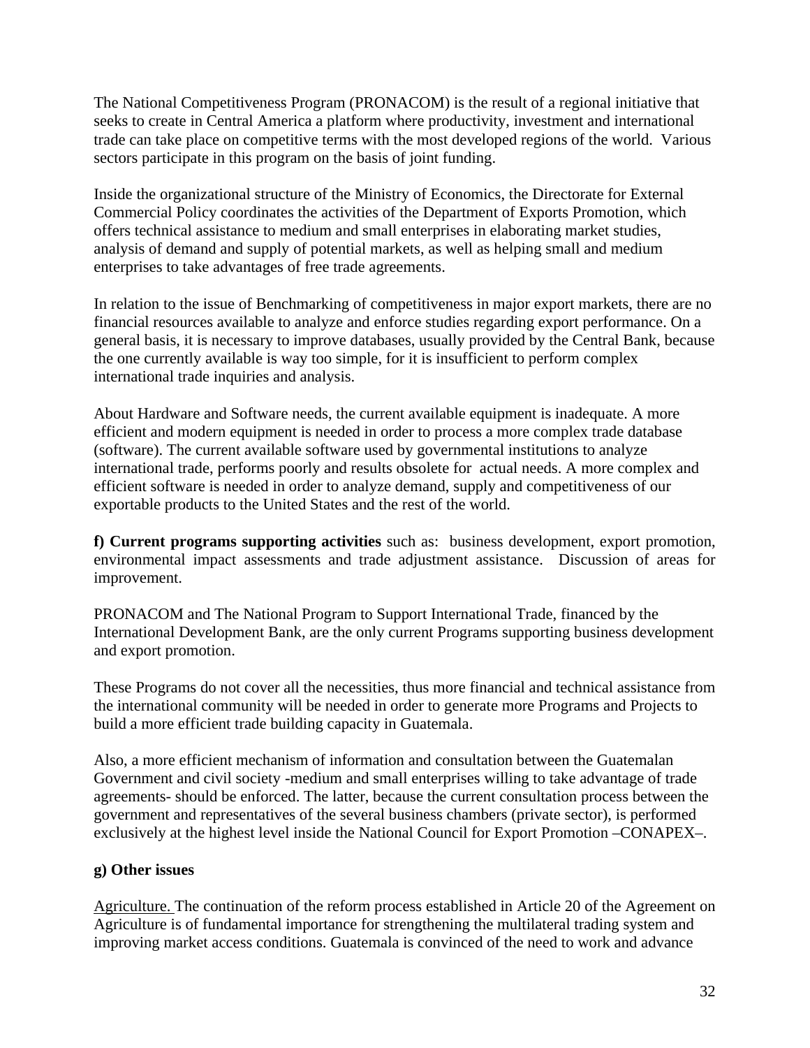The National Competitiveness Program (PRONACOM) is the result of a regional initiative that seeks to create in Central America a platform where productivity, investment and international trade can take place on competitive terms with the most developed regions of the world. Various sectors participate in this program on the basis of joint funding.

Inside the organizational structure of the Ministry of Economics, the Directorate for External Commercial Policy coordinates the activities of the Department of Exports Promotion, which offers technical assistance to medium and small enterprises in elaborating market studies, analysis of demand and supply of potential markets, as well as helping small and medium enterprises to take advantages of free trade agreements.

In relation to the issue of Benchmarking of competitiveness in major export markets, there are no financial resources available to analyze and enforce studies regarding export performance. On a general basis, it is necessary to improve databases, usually provided by the Central Bank, because the one currently available is way too simple, for it is insufficient to perform complex international trade inquiries and analysis.

About Hardware and Software needs, the current available equipment is inadequate. A more efficient and modern equipment is needed in order to process a more complex trade database (software). The current available software used by governmental institutions to analyze international trade, performs poorly and results obsolete for actual needs. A more complex and efficient software is needed in order to analyze demand, supply and competitiveness of our exportable products to the United States and the rest of the world.

**f) Current programs supporting activities** such as: business development, export promotion, environmental impact assessments and trade adjustment assistance. Discussion of areas for improvement.

PRONACOM and The National Program to Support International Trade, financed by the International Development Bank, are the only current Programs supporting business development and export promotion.

These Programs do not cover all the necessities, thus more financial and technical assistance from the international community will be needed in order to generate more Programs and Projects to build a more efficient trade building capacity in Guatemala.

Also, a more efficient mechanism of information and consultation between the Guatemalan Government and civil society -medium and small enterprises willing to take advantage of trade agreements- should be enforced. The latter, because the current consultation process between the government and representatives of the several business chambers (private sector), is performed exclusively at the highest level inside the National Council for Export Promotion –CONAPEX–.

**g) Other issues**

Agriculture. The continuation of the reform process established in Article 20 of the Agreement on Agriculture is of fundamental importance for strengthening the multilateral trading system and improving market access conditions. Guatemala is convinced of the need to work and advance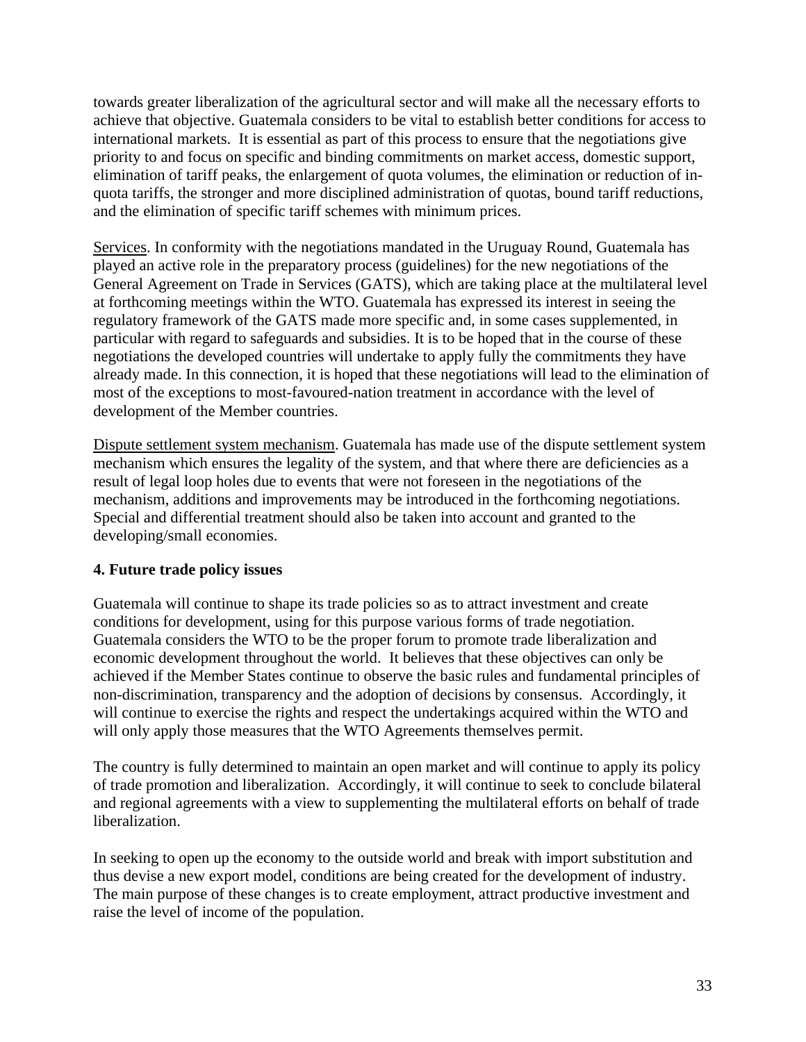towards greater liberalization of the agricultural sector and will make all the necessary efforts to achieve that objective. Guatemala considers to be vital to establish better conditions for access to international markets. It is essential as part of this process to ensure that the negotiations give priority to and focus on specific and binding commitments on market access, domestic support, elimination of tariff peaks, the enlargement of quota volumes, the elimination or reduction of in-quota tariffs, the stronger and more disciplined administration of quotas, bound tariff reductions, and the elimination of specific tariff schemes with minimum prices.

<u>Services</u>. In conformity with the negotiations mandated in the Uruguay Round, Guatemala has played an active role in the preparatory process (guidelines) for the new negotiations of the General Agreement on Trade in Services (GATS), which are taking place at the multilateral level at forthcoming meetings within the WTO. Guatemala has expressed its interest in seeing the regulatory framework of the GATS made more specific and, in some cases supplemented, in particular with regard to safeguards and subsidies. It is to be hoped that in the course of these negotiations the developed countries will undertake to apply fully the commitments they have already made. In this connection, it is hoped that these negotiations will lead to the elimination of most of the exceptions to most-favoured-nation treatment in accordance with the level of development of the Member countries.

<u>Dispute settlement system mechanism</u>. Guatemala has made use of the dispute settlement system mechanism which ensures the legality of the system, and that where there are deficiencies as a result of legal loop holes due to events that were not foreseen in the negotiations of the mechanism, additions and improvements may be introduced in the forthcoming negotiations. Special and differential treatment should also be taken into account and granted to the developing/small economies.

**4. Future trade policy issues**

Guatemala will continue to shape its trade policies so as to attract investment and create conditions for development, using for this purpose various forms of trade negotiation. Guatemala considers the WTO to be the proper forum to promote trade liberalization and economic development throughout the world. It believes that these objectives can only be achieved if the Member States continue to observe the basic rules and fundamental principles of non-discrimination, transparency and the adoption of decisions by consensus. Accordingly, it will continue to exercise the rights and respect the undertakings acquired within the WTO and will only apply those measures that the WTO Agreements themselves permit.

The country is fully determined to maintain an open market and will continue to apply its policy of trade promotion and liberalization. Accordingly, it will continue to seek to conclude bilateral and regional agreements with a view to supplementing the multilateral efforts on behalf of trade liberalization.

In seeking to open up the economy to the outside world and break with import substitution and thus devise a new export model, conditions are being created for the development of industry. The main purpose of these changes is to create employment, attract productive investment and raise the level of income of the population.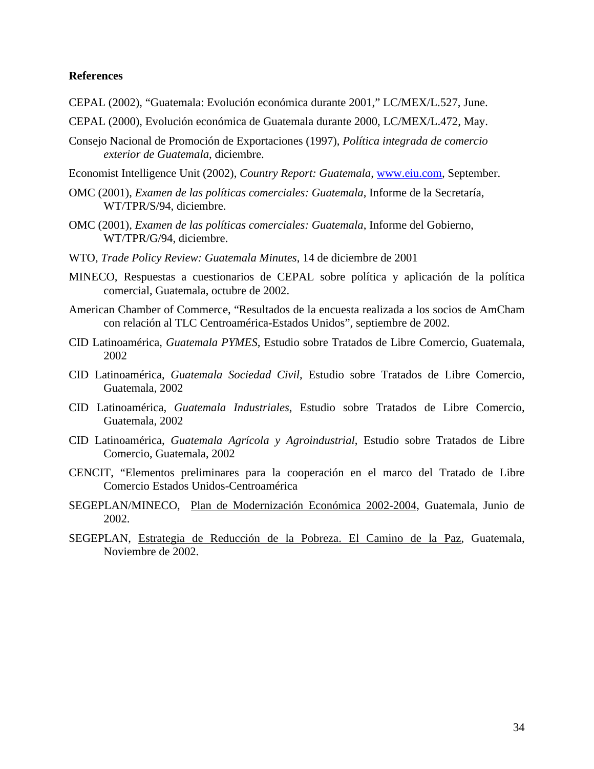**References**

CEPAL (2002), "Guatemala: Evolución económica durante 2001," LC/MEX/L.527, June.

CEPAL (2000), Evolución económica de Guatemala durante 2000, LC/MEX/L.472, May.

Consejo Nacional de Promoción de Exportaciones (1997), *Política integrada de comercio exterior de Guatemala*, diciembre.

Economist Intelligence Unit (2002), *Country Report: Guatemala*, www.eiu.com, September.

OMC (2001), *Examen de las políticas comerciales: Guatemala*, Informe de la Secretaría, WT/TPR/S/94, diciembre.

OMC (2001), *Examen de las políticas comerciales: Guatemala*, Informe del Gobierno, WT/TPR/G/94, diciembre.

WTO, *Trade Policy Review: Guatemala Minutes*, 14 de diciembre de 2001

MINECO, Respuestas a cuestionarios de CEPAL sobre política y aplicación de la política comercial, Guatemala, octubre de 2002.

American Chamber of Commerce, "Resultados de la encuesta realizada a los socios de AmCham con relación al TLC Centroamérica-Estados Unidos", septiembre de 2002.

CID Latinoamérica, *Guatemala PYMES*, Estudio sobre Tratados de Libre Comercio, Guatemala, 2002

CID Latinoamérica, *Guatemala Sociedad Civil*, Estudio sobre Tratados de Libre Comercio, Guatemala, 2002

CID Latinoamérica, *Guatemala Industriales*, Estudio sobre Tratados de Libre Comercio, Guatemala, 2002

CID Latinoamérica, *Guatemala Agrícola y Agroindustrial*, Estudio sobre Tratados de Libre Comercio, Guatemala, 2002

CENCIT, "Elementos preliminares para la cooperación en el marco del Tratado de Libre Comercio Estados Unidos-Centroamérica

SEGEPLAN/MINECO, Plan de Modernización Económica 2002-2004, Guatemala, Junio de 2002.

SEGEPLAN, Estrategia de Reducción de la Pobreza. El Camino de la Paz, Guatemala, Noviembre de 2002.